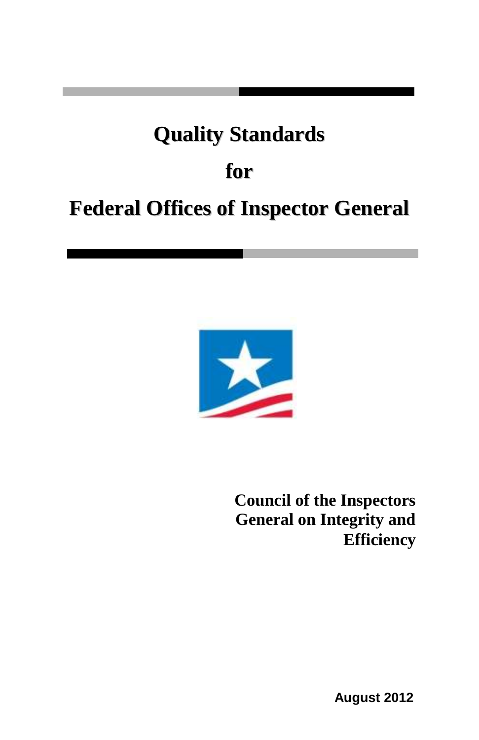# Quality Standards for Federal Offices of Inspector General

**Council of the Inspectors General on Integrity and Efficiency**

**August 2012**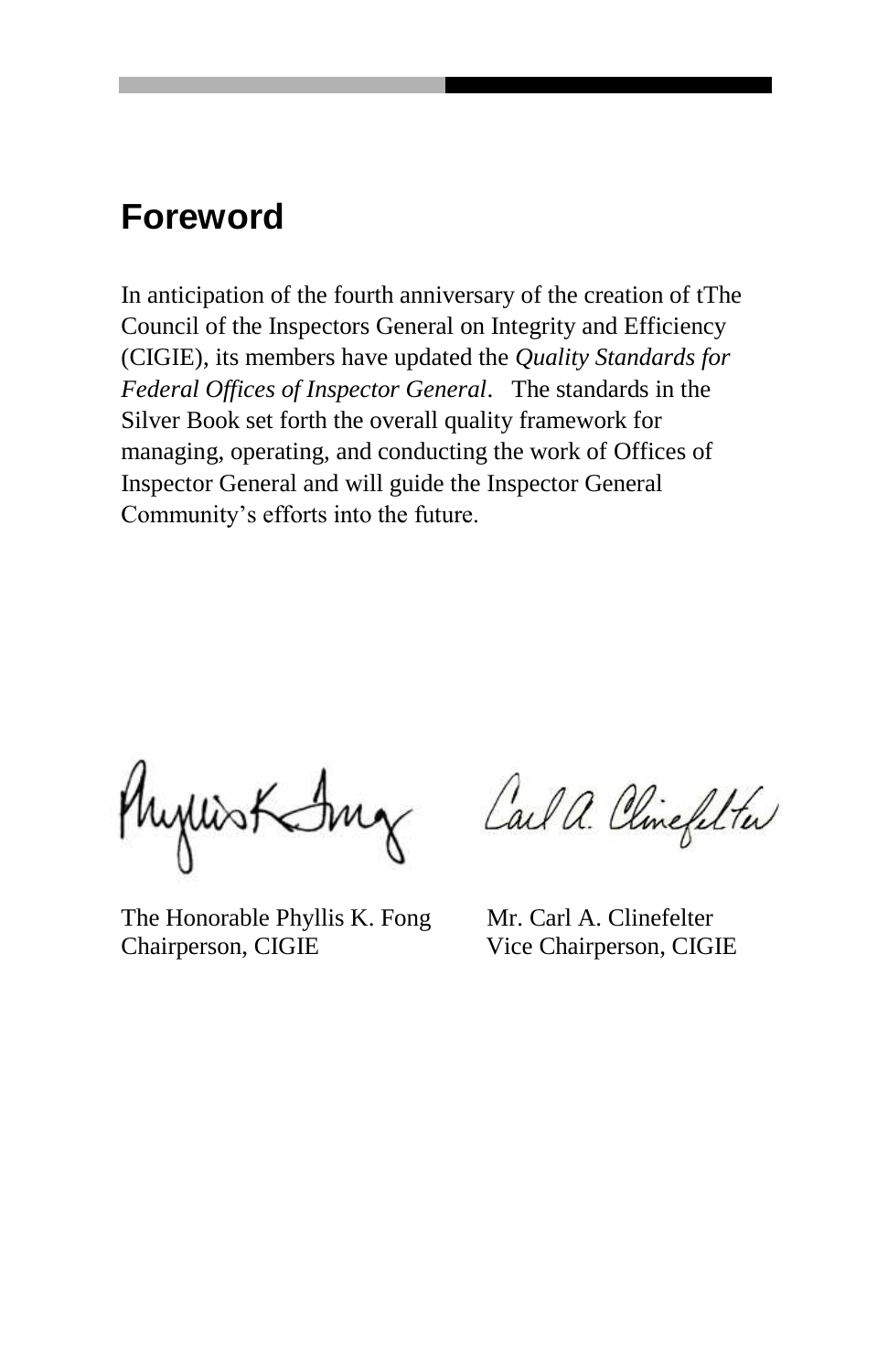## Foreword

In anticipation of the fourth anniversary of the creation of tThe Council of the Inspectors General on Integrity and Efficiency (CIGIE), its members have updated the *Quality Standards for Federal Offices of Inspector General*. The standards in the Silver Book set forth the overall quality framework for managing, operating, and conducting the work of Offices of Inspector General and will guide the Inspector General Community's efforts into the future.

| | |
|---|---|
| The Honorable Phyllis K. Fong | Mr. Carl A. Clinefelter |
| Chairperson, CIGIE | Vice Chairperson, CIGIE |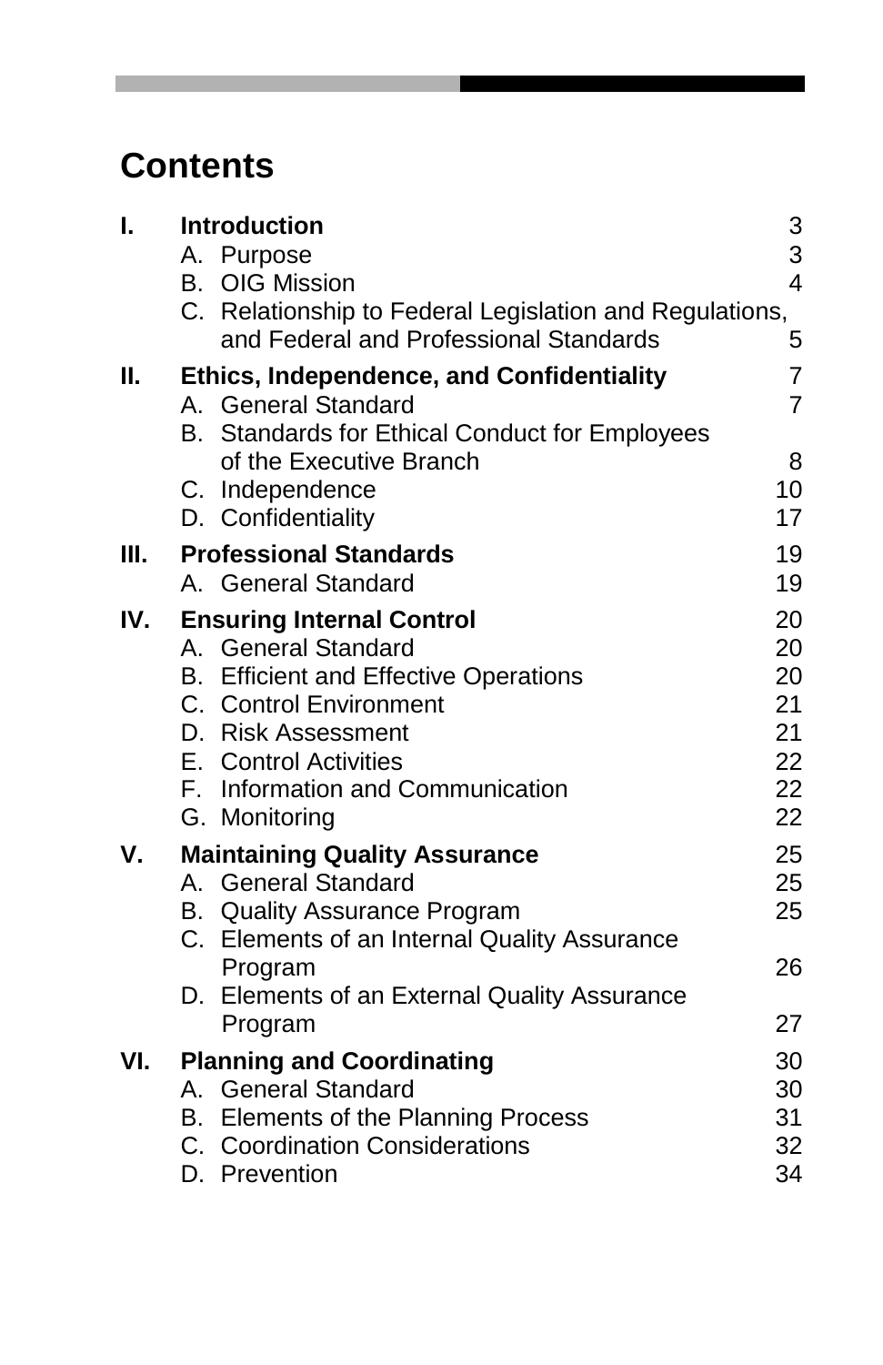# Contents

| | | |
|---|---|---|
| **I.** | **Introduction** | 3 |
| | A. Purpose | 3 |
| | B. OIG Mission | 4 |
| | C. Relationship to Federal Legislation and Regulations, and Federal and Professional Standards | 5 |
| **II.** | **Ethics, Independence, and Confidentiality** | 7 |
| | A. General Standard | 7 |
| | B. Standards for Ethical Conduct for Employees of the Executive Branch | 8 |
| | C. Independence | 10 |
| | D. Confidentiality | 17 |
| **III.** | **Professional Standards** | 19 |
| | A. General Standard | 19 |
| **IV.** | **Ensuring Internal Control** | 20 |
| | A. General Standard | 20 |
| | B. Efficient and Effective Operations | 20 |
| | C. Control Environment | 21 |
| | D. Risk Assessment | 21 |
| | E. Control Activities | 22 |
| | F. Information and Communication | 22 |
| | G. Monitoring | 22 |
| **V.** | **Maintaining Quality Assurance** | 25 |
| | A. General Standard | 25 |
| | B. Quality Assurance Program | 25 |
| | C. Elements of an Internal Quality Assurance Program | 26 |
| | D. Elements of an External Quality Assurance Program | 27 |
| **VI.** | **Planning and Coordinating** | 30 |
| | A. General Standard | 30 |
| | B. Elements of the Planning Process | 31 |
| | C. Coordination Considerations | 32 |
| | D. Prevention | 34 |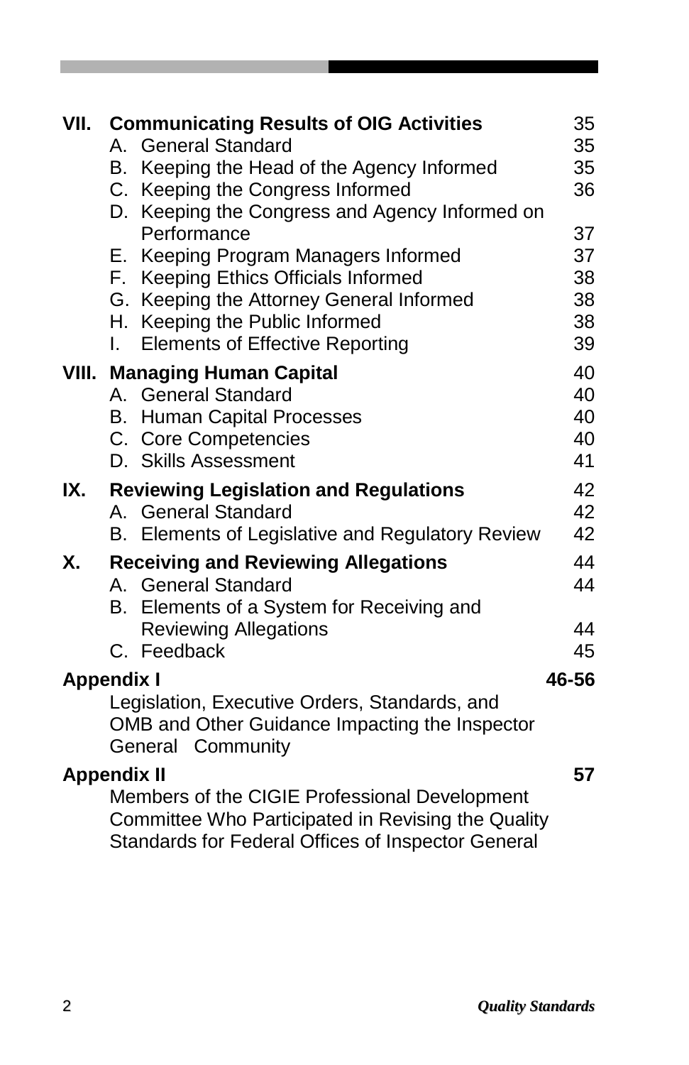| | | |
|---|---|---|
| **VII.** | **Communicating Results of OIG Activities** | 35 |
| | A. General Standard | 35 |
| | B. Keeping the Head of the Agency Informed | 35 |
| | C. Keeping the Congress Informed | 36 |
| | D. Keeping the Congress and Agency Informed on Performance | 37 |
| | E. Keeping Program Managers Informed | 37 |
| | F. Keeping Ethics Officials Informed | 38 |
| | G. Keeping the Attorney General Informed | 38 |
| | H. Keeping the Public Informed | 38 |
| | I. Elements of Effective Reporting | 39 |
| **VIII.** | **Managing Human Capital** | 40 |
| | A. General Standard | 40 |
| | B. Human Capital Processes | 40 |
| | C. Core Competencies | 40 |
| | D. Skills Assessment | 41 |
| **IX.** | **Reviewing Legislation and Regulations** | 42 |
| | A. General Standard | 42 |
| | B. Elements of Legislative and Regulatory Review | 42 |
| **X.** | **Receiving and Reviewing Allegations** | 44 |
| | A. General Standard | 44 |
| | B. Elements of a System for Receiving and Reviewing Allegations | 44 |
| | C. Feedback | 45 |
| **Appendix I** | | **46-56** |
| | Legislation, Executive Orders, Standards, and OMB and Other Guidance Impacting the Inspector General Community | |
| **Appendix II** | | **57** |
| | Members of the CIGIE Professional Development Committee Who Participated in Revising the Quality Standards for Federal Offices of Inspector General | |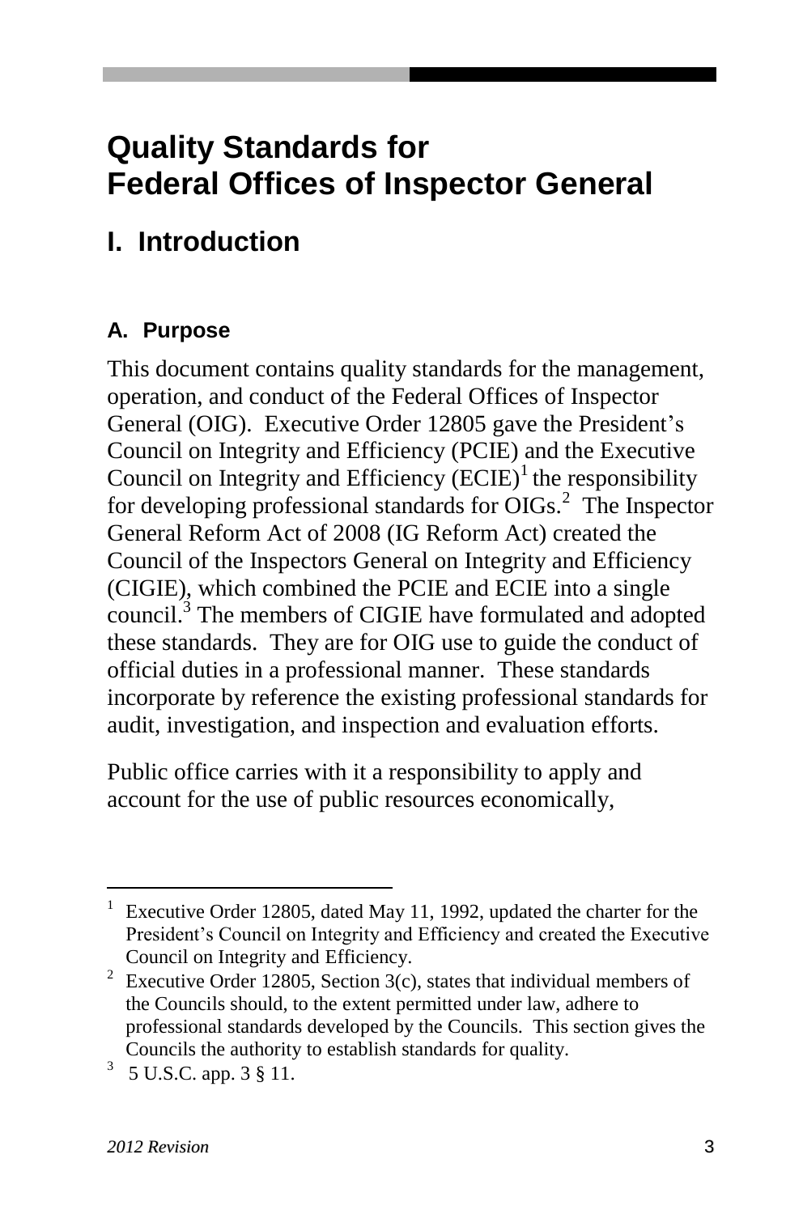# Quality Standards for Federal Offices of Inspector General

## I. Introduction

### A. Purpose

This document contains quality standards for the management, operation, and conduct of the Federal Offices of Inspector General (OIG). Executive Order 12805 gave the President's Council on Integrity and Efficiency (PCIE) and the Executive Council on Integrity and Efficiency (ECIE)[1] the responsibility for developing professional standards for OIGs.[2] The Inspector General Reform Act of 2008 (IG Reform Act) created the Council of the Inspectors General on Integrity and Efficiency (CIGIE), which combined the PCIE and ECIE into a single council.[3] The members of CIGIE have formulated and adopted these standards. They are for OIG use to guide the conduct of official duties in a professional manner. These standards incorporate by reference the existing professional standards for audit, investigation, and inspection and evaluation efforts.

Public office carries with it a responsibility to apply and account for the use of public resources economically,

---

[1] Executive Order 12805, dated May 11, 1992, updated the charter for the President's Council on Integrity and Efficiency and created the Executive Council on Integrity and Efficiency.

[2] Executive Order 12805, Section 3(c), states that individual members of the Councils should, to the extent permitted under law, adhere to professional standards developed by the Councils. This section gives the Councils the authority to establish standards for quality.

[3] 5 U.S.C. app. 3 § 11.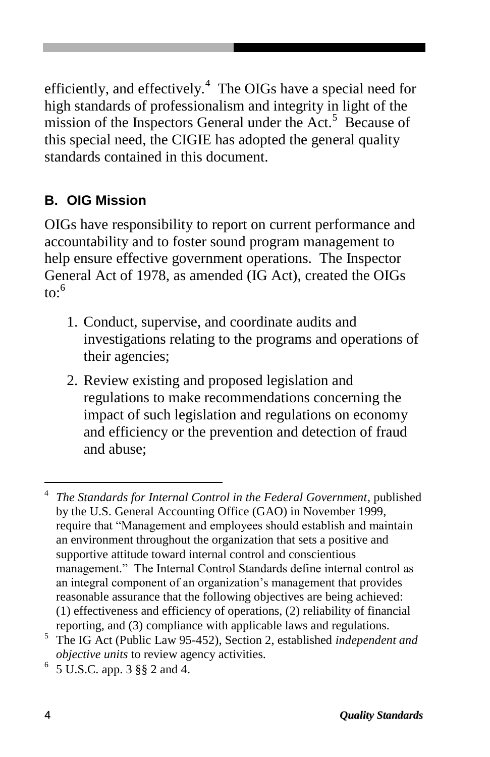efficiently, and effectively.[4] The OIGs have a special need for high standards of professionalism and integrity in light of the mission of the Inspectors General under the Act.[5] Because of this special need, the CIGIE has adopted the general quality standards contained in this document.

## B. OIG Mission

OIGs have responsibility to report on current performance and accountability and to foster sound program management to help ensure effective government operations. The Inspector General Act of 1978, as amended (IG Act), created the OIGs to:[6]

1. Conduct, supervise, and coordinate audits and investigations relating to the programs and operations of their agencies;
2. Review existing and proposed legislation and regulations to make recommendations concerning the impact of such legislation and regulations on economy and efficiency or the prevention and detection of fraud and abuse;

---

[4] *The Standards for Internal Control in the Federal Government*, published by the U.S. General Accounting Office (GAO) in November 1999, require that "Management and employees should establish and maintain an environment throughout the organization that sets a positive and supportive attitude toward internal control and conscientious management." The Internal Control Standards define internal control as an integral component of an organization's management that provides reasonable assurance that the following objectives are being achieved: (1) effectiveness and efficiency of operations, (2) reliability of financial reporting, and (3) compliance with applicable laws and regulations.

[5] The IG Act (Public Law 95-452), Section 2, established *independent and objective units* to review agency activities.

[6] 5 U.S.C. app. 3 §§ 2 and 4.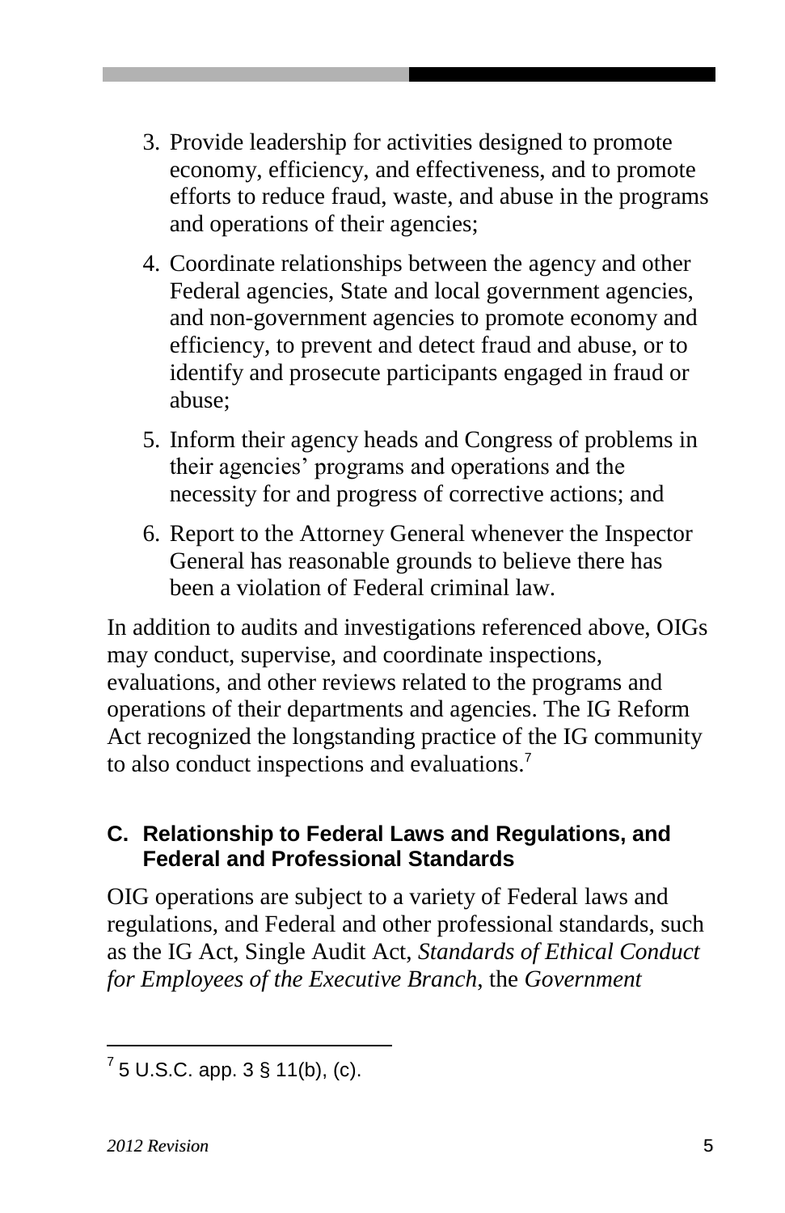3. Provide leadership for activities designed to promote economy, efficiency, and effectiveness, and to promote efforts to reduce fraud, waste, and abuse in the programs and operations of their agencies;
4. Coordinate relationships between the agency and other Federal agencies, State and local government agencies, and non-government agencies to promote economy and efficiency, to prevent and detect fraud and abuse, or to identify and prosecute participants engaged in fraud or abuse;
5. Inform their agency heads and Congress of problems in their agencies' programs and operations and the necessity for and progress of corrective actions; and
6. Report to the Attorney General whenever the Inspector General has reasonable grounds to believe there has been a violation of Federal criminal law.

In addition to audits and investigations referenced above, OIGs may conduct, supervise, and coordinate inspections, evaluations, and other reviews related to the programs and operations of their departments and agencies. The IG Reform Act recognized the longstanding practice of the IG community to also conduct inspections and evaluations.[7]

### C. Relationship to Federal Laws and Regulations, and Federal and Professional Standards

OIG operations are subject to a variety of Federal laws and regulations, and Federal and other professional standards, such as the IG Act, Single Audit Act, *Standards of Ethical Conduct for Employees of the Executive Branch*, the *Government*

---

[7] 5 U.S.C. app. 3 § 11(b), (c).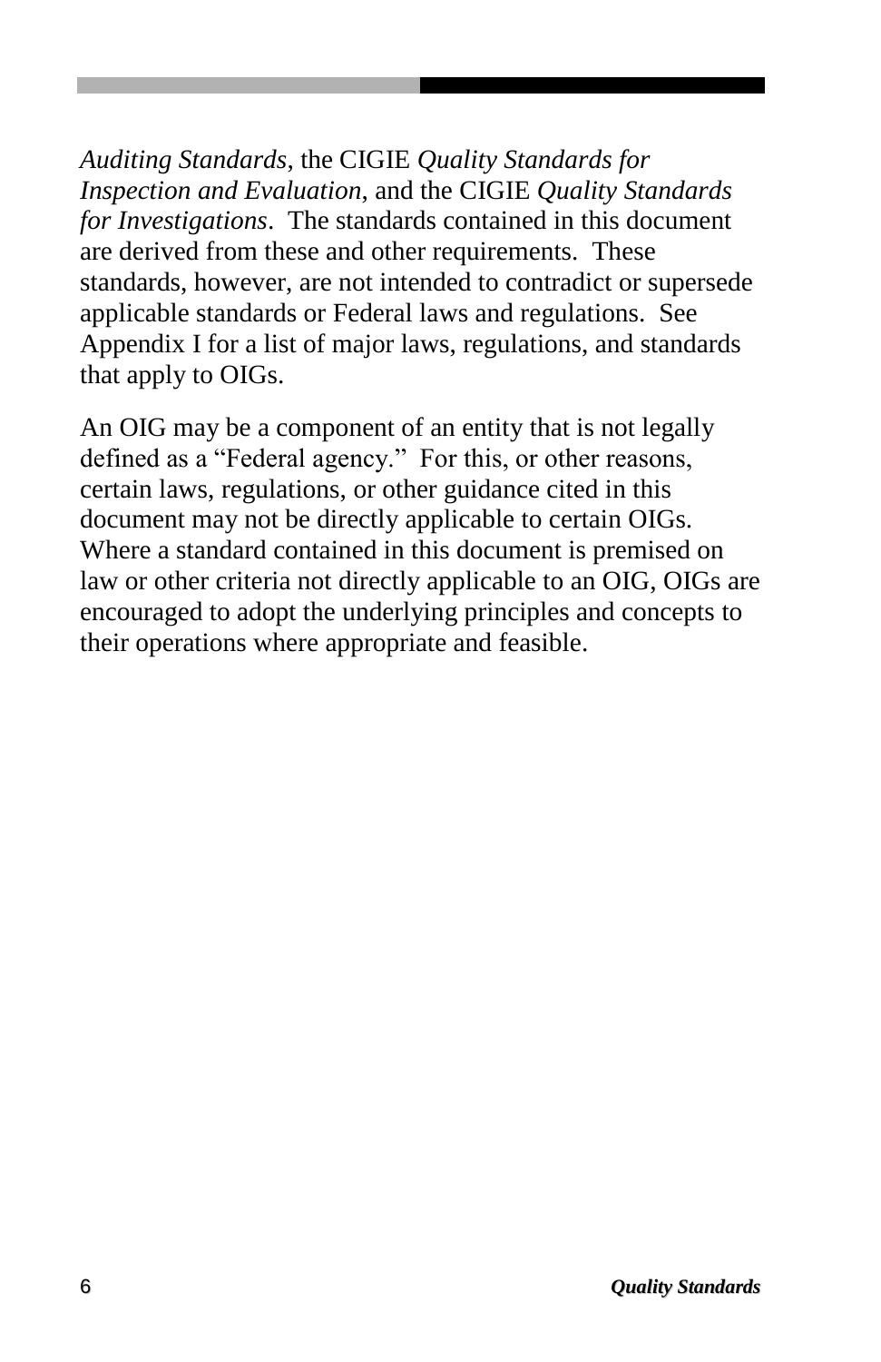*Auditing Standards*, the CIGIE *Quality Standards for Inspection and Evaluation*, and the CIGIE *Quality Standards for Investigations*. The standards contained in this document are derived from these and other requirements. These standards, however, are not intended to contradict or supersede applicable standards or Federal laws and regulations. See Appendix I for a list of major laws, regulations, and standards that apply to OIGs.

An OIG may be a component of an entity that is not legally defined as a "Federal agency." For this, or other reasons, certain laws, regulations, or other guidance cited in this document may not be directly applicable to certain OIGs. Where a standard contained in this document is premised on law or other criteria not directly applicable to an OIG, OIGs are encouraged to adopt the underlying principles and concepts to their operations where appropriate and feasible.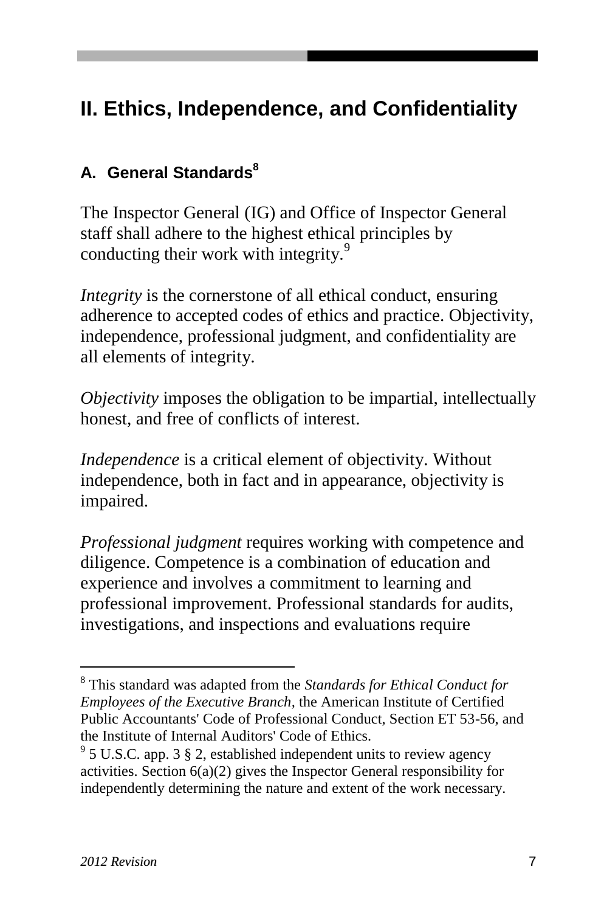# II. Ethics, Independence, and Confidentiality

## A. General Standards[8]

The Inspector General (IG) and Office of Inspector General staff shall adhere to the highest ethical principles by conducting their work with integrity.[9]

*Integrity* is the cornerstone of all ethical conduct, ensuring adherence to accepted codes of ethics and practice. Objectivity, independence, professional judgment, and confidentiality are all elements of integrity.

*Objectivity* imposes the obligation to be impartial, intellectually honest, and free of conflicts of interest.

*Independence* is a critical element of objectivity. Without independence, both in fact and in appearance, objectivity is impaired.

*Professional judgment* requires working with competence and diligence. Competence is a combination of education and experience and involves a commitment to learning and professional improvement. Professional standards for audits, investigations, and inspections and evaluations require

---

[8] This standard was adapted from the *Standards for Ethical Conduct for Employees of the Executive Branch,* the American Institute of Certified Public Accountants' Code of Professional Conduct, Section ET 53-56, and the Institute of Internal Auditors' Code of Ethics.

[9] 5 U.S.C. app. 3 § 2, established independent units to review agency activities. Section 6(a)(2) gives the Inspector General responsibility for independently determining the nature and extent of the work necessary.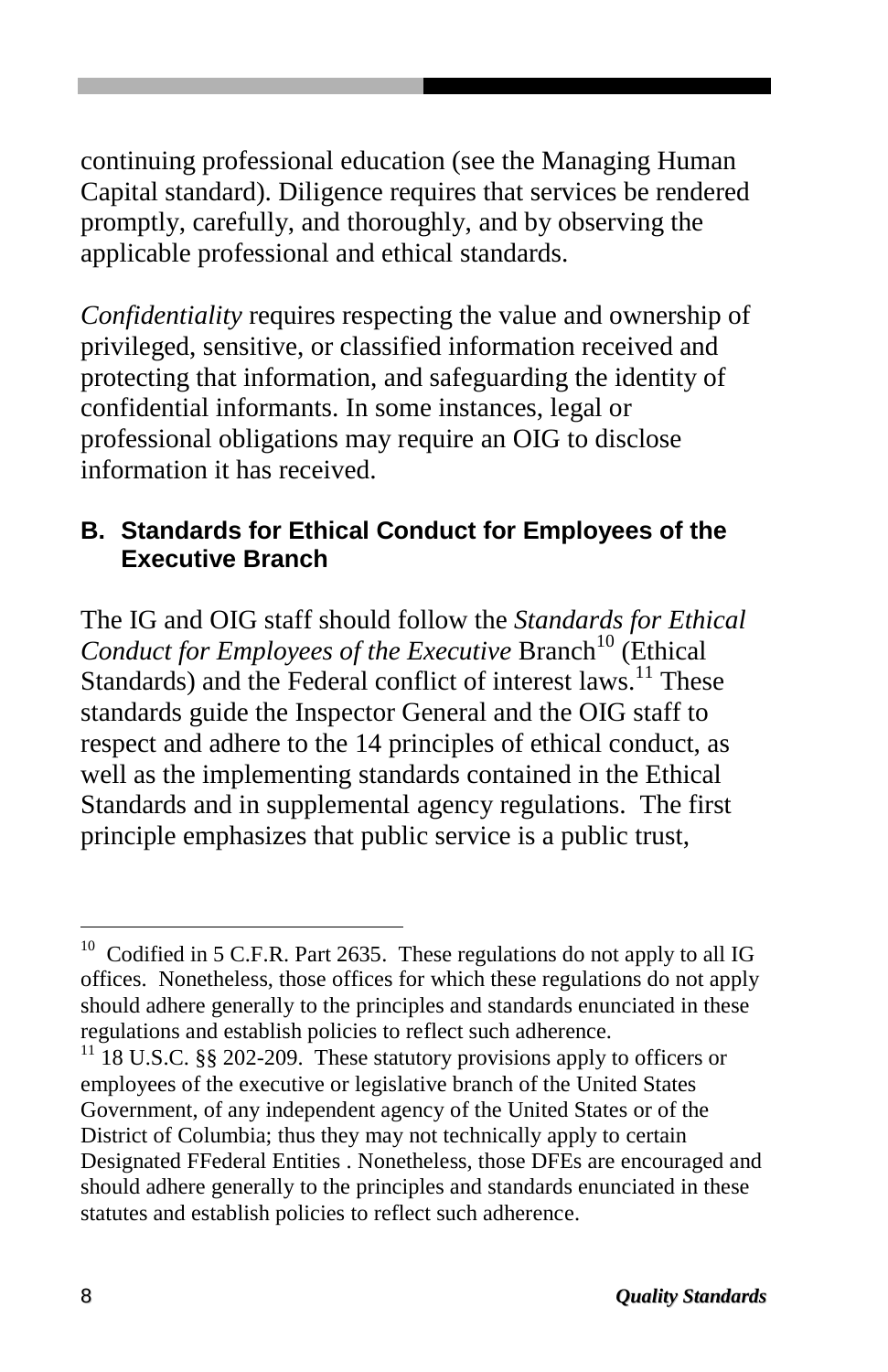continuing professional education (see the Managing Human Capital standard). Diligence requires that services be rendered promptly, carefully, and thoroughly, and by observing the applicable professional and ethical standards.

*Confidentiality* requires respecting the value and ownership of privileged, sensitive, or classified information received and protecting that information, and safeguarding the identity of confidential informants. In some instances, legal or professional obligations may require an OIG to disclose information it has received.

### B. Standards for Ethical Conduct for Employees of the Executive Branch

The IG and OIG staff should follow the *Standards for Ethical Conduct for Employees of the Executive* Branch[10] (Ethical Standards) and the Federal conflict of interest laws.[11] These standards guide the Inspector General and the OIG staff to respect and adhere to the 14 principles of ethical conduct, as well as the implementing standards contained in the Ethical Standards and in supplemental agency regulations. The first principle emphasizes that public service is a public trust,

---

[10] Codified in 5 C.F.R. Part 2635. These regulations do not apply to all IG offices. Nonetheless, those offices for which these regulations do not apply should adhere generally to the principles and standards enunciated in these regulations and establish policies to reflect such adherence.

[11] 18 U.S.C. §§ 202-209. These statutory provisions apply to officers or employees of the executive or legislative branch of the United States Government, of any independent agency of the United States or of the District of Columbia; thus they may not technically apply to certain Designated FFederal Entities . Nonetheless, those DFEs are encouraged and should adhere generally to the principles and standards enunciated in these statutes and establish policies to reflect such adherence.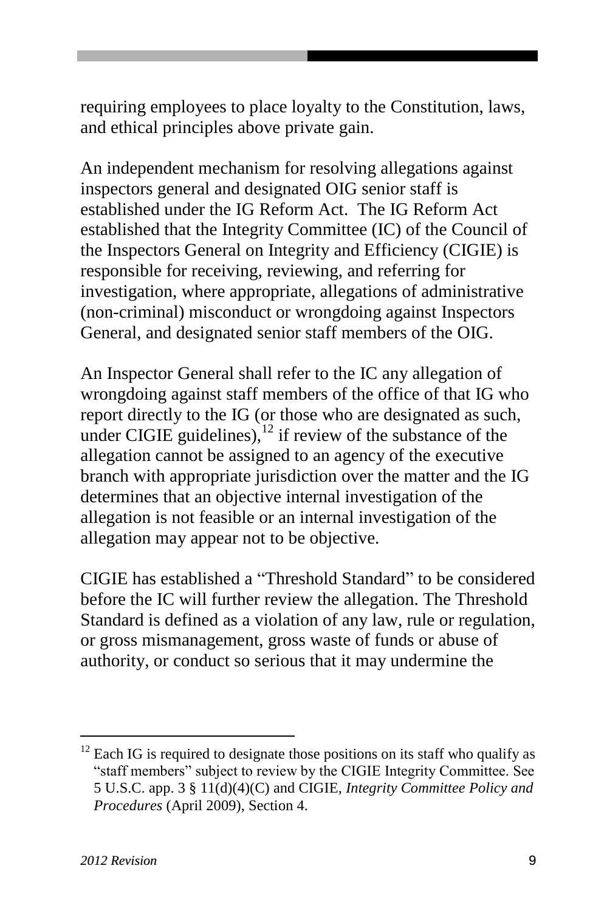requiring employees to place loyalty to the Constitution, laws, and ethical principles above private gain.

An independent mechanism for resolving allegations against inspectors general and designated OIG senior staff is established under the IG Reform Act. The IG Reform Act established that the Integrity Committee (IC) of the Council of the Inspectors General on Integrity and Efficiency (CIGIE) is responsible for receiving, reviewing, and referring for investigation, where appropriate, allegations of administrative (non-criminal) misconduct or wrongdoing against Inspectors General, and designated senior staff members of the OIG.

An Inspector General shall refer to the IC any allegation of wrongdoing against staff members of the office of that IG who report directly to the IG (or those who are designated as such, under CIGIE guidelines),[12] if review of the substance of the allegation cannot be assigned to an agency of the executive branch with appropriate jurisdiction over the matter and the IG determines that an objective internal investigation of the allegation is not feasible or an internal investigation of the allegation may appear not to be objective.

CIGIE has established a "Threshold Standard" to be considered before the IC will further review the allegation. The Threshold Standard is defined as a violation of any law, rule or regulation, or gross mismanagement, gross waste of funds or abuse of authority, or conduct so serious that it may undermine the

---

[12] Each IG is required to designate those positions on its staff who qualify as "staff members" subject to review by the CIGIE Integrity Committee. See 5 U.S.C. app. 3 § 11(d)(4)(C) and CIGIE, *Integrity Committee Policy and Procedures* (April 2009), Section 4.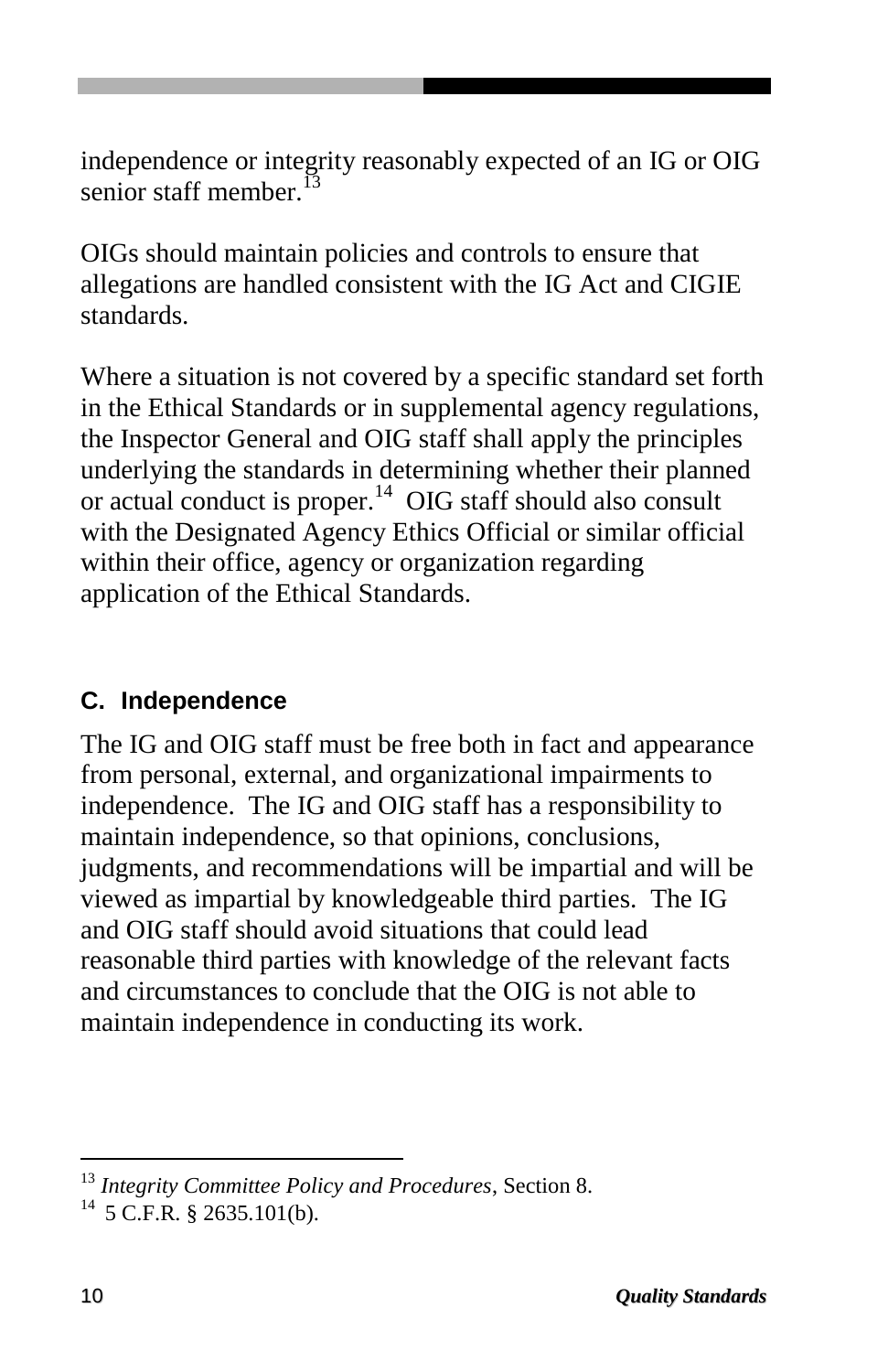independence or integrity reasonably expected of an IG or OIG senior staff member.[13]

OIGs should maintain policies and controls to ensure that allegations are handled consistent with the IG Act and CIGIE standards.

Where a situation is not covered by a specific standard set forth in the Ethical Standards or in supplemental agency regulations, the Inspector General and OIG staff shall apply the principles underlying the standards in determining whether their planned or actual conduct is proper.[14] OIG staff should also consult with the Designated Agency Ethics Official or similar official within their office, agency or organization regarding application of the Ethical Standards.

### C. Independence

The IG and OIG staff must be free both in fact and appearance from personal, external, and organizational impairments to independence. The IG and OIG staff has a responsibility to maintain independence, so that opinions, conclusions, judgments, and recommendations will be impartial and will be viewed as impartial by knowledgeable third parties. The IG and OIG staff should avoid situations that could lead reasonable third parties with knowledge of the relevant facts and circumstances to conclude that the OIG is not able to maintain independence in conducting its work.

---

[13] *Integrity Committee Policy and Procedures*, Section 8.

[14] 5 C.F.R. § 2635.101(b).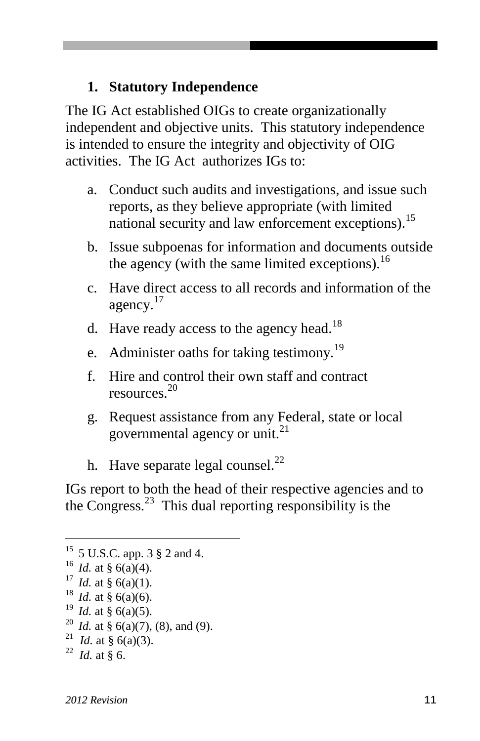### 1. Statutory Independence

The IG Act established OIGs to create organizationally independent and objective units. This statutory independence is intended to ensure the integrity and objectivity of OIG activities. The IG Act authorizes IGs to:

a. Conduct such audits and investigations, and issue such reports, as they believe appropriate (with limited national security and law enforcement exceptions).[15]

b. Issue subpoenas for information and documents outside the agency (with the same limited exceptions).[16]

c. Have direct access to all records and information of the agency.[17]

d. Have ready access to the agency head.[18]

e. Administer oaths for taking testimony.[19]

f. Hire and control their own staff and contract resources.[20]

g. Request assistance from any Federal, state or local governmental agency or unit.[21]

h. Have separate legal counsel.[22]

IGs report to both the head of their respective agencies and to the Congress.[23] This dual reporting responsibility is the

---

[15] 5 U.S.C. app. 3 § 2 and 4.
[16] *Id.* at § 6(a)(4).
[17] *Id.* at § 6(a)(1).
[18] *Id.* at § 6(a)(6).
[19] *Id.* at § 6(a)(5).
[20] *Id.* at § 6(a)(7), (8), and (9).
[21] *Id.* at § 6(a)(3).
[22] *Id.* at § 6.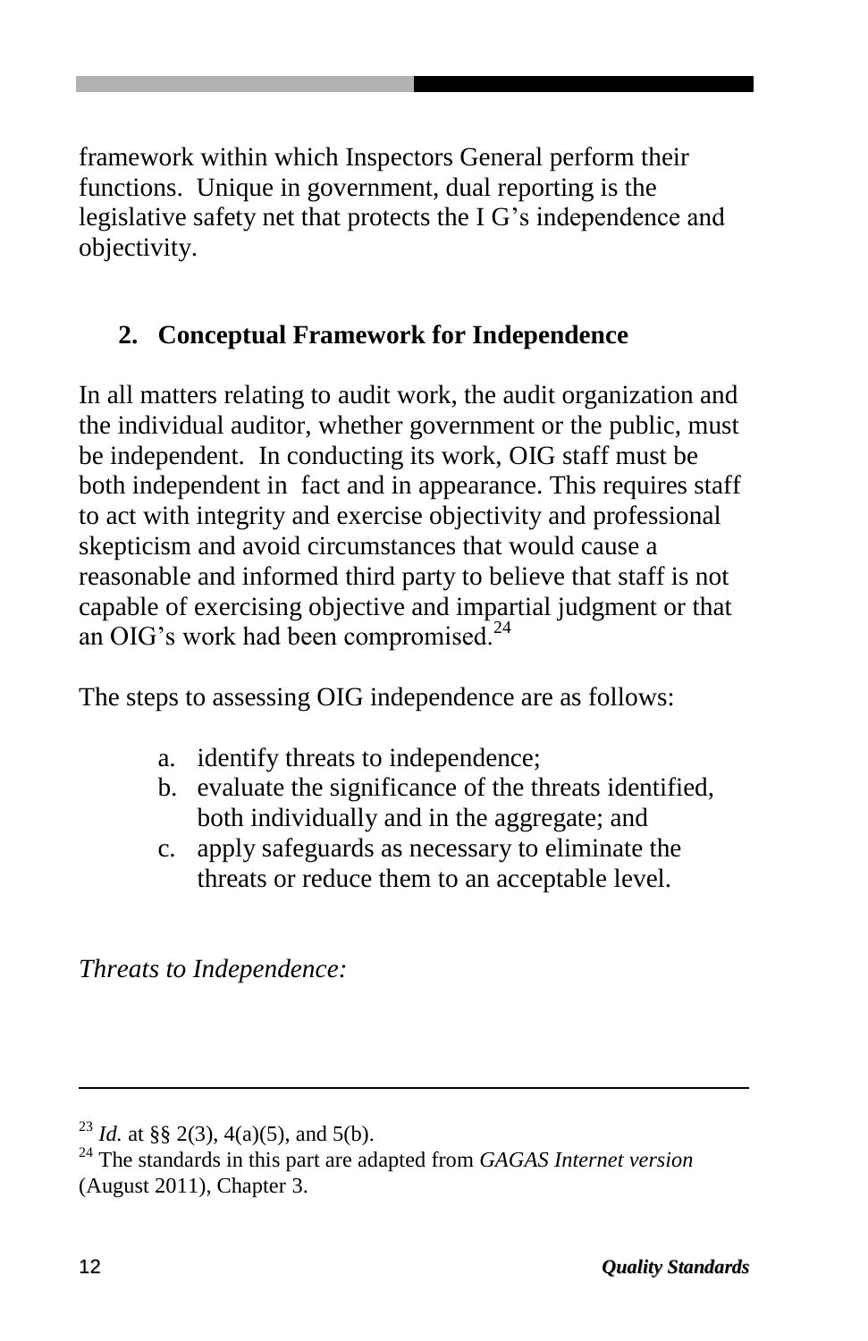framework within which Inspectors General perform their functions. Unique in government, dual reporting is the legislative safety net that protects the I G's independence and objectivity.

## 2. Conceptual Framework for Independence

In all matters relating to audit work, the audit organization and the individual auditor, whether government or the public, must be independent. In conducting its work, OIG staff must be both independent in fact and in appearance. This requires staff to act with integrity and exercise objectivity and professional skepticism and avoid circumstances that would cause a reasonable and informed third party to believe that staff is not capable of exercising objective and impartial judgment or that an OIG's work had been compromised.[24]

The steps to assessing OIG independence are as follows:

a. identify threats to independence;
b. evaluate the significance of the threats identified, both individually and in the aggregate; and
c. apply safeguards as necessary to eliminate the threats or reduce them to an acceptable level.

*Threats to Independence:*

---

[23] *Id.* at §§ 2(3), 4(a)(5), and 5(b).

[24] The standards in this part are adapted from *GAGAS Internet version* (August 2011), Chapter 3.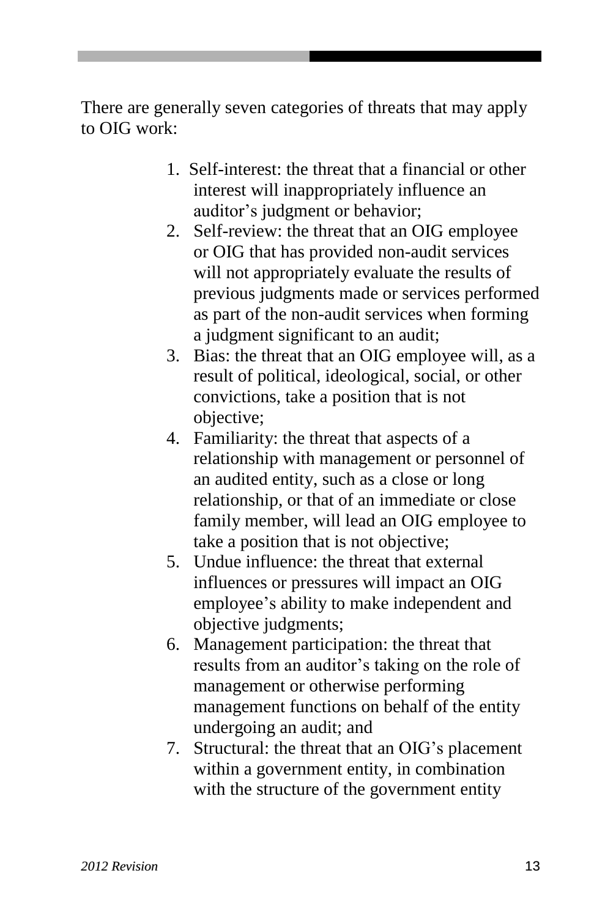There are generally seven categories of threats that may apply to OIG work:

1. Self-interest: the threat that a financial or other interest will inappropriately influence an auditor’s judgment or behavior;
2. Self-review: the threat that an OIG employee or OIG that has provided non-audit services will not appropriately evaluate the results of previous judgments made or services performed as part of the non-audit services when forming a judgment significant to an audit;
3. Bias: the threat that an OIG employee will, as a result of political, ideological, social, or other convictions, take a position that is not objective;
4. Familiarity: the threat that aspects of a relationship with management or personnel of an audited entity, such as a close or long relationship, or that of an immediate or close family member, will lead an OIG employee to take a position that is not objective;
5. Undue influence: the threat that external influences or pressures will impact an OIG employee’s ability to make independent and objective judgments;
6. Management participation: the threat that results from an auditor’s taking on the role of management or otherwise performing management functions on behalf of the entity undergoing an audit; and
7. Structural: the threat that an OIG’s placement within a government entity, in combination with the structure of the government entity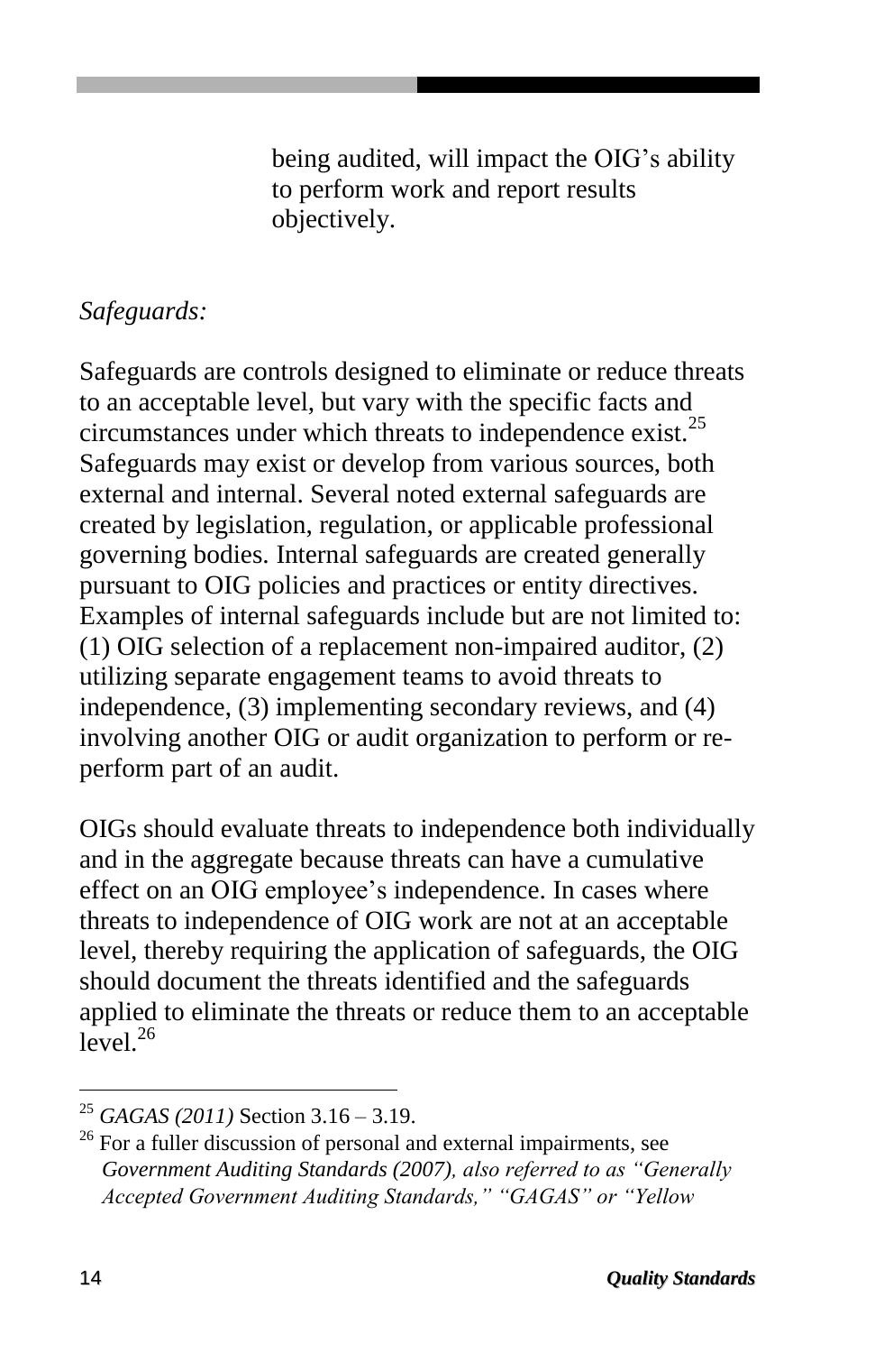being audited, will impact the OIG's ability to perform work and report results objectively.

*Safeguards:*

Safeguards are controls designed to eliminate or reduce threats to an acceptable level, but vary with the specific facts and circumstances under which threats to independence exist.[25] Safeguards may exist or develop from various sources, both external and internal. Several noted external safeguards are created by legislation, regulation, or applicable professional governing bodies. Internal safeguards are created generally pursuant to OIG policies and practices or entity directives. Examples of internal safeguards include but are not limited to: (1) OIG selection of a replacement non-impaired auditor, (2) utilizing separate engagement teams to avoid threats to independence, (3) implementing secondary reviews, and (4) involving another OIG or audit organization to perform or re-perform part of an audit.

OIGs should evaluate threats to independence both individually and in the aggregate because threats can have a cumulative effect on an OIG employee's independence. In cases where threats to independence of OIG work are not at an acceptable level, thereby requiring the application of safeguards, the OIG should document the threats identified and the safeguards applied to eliminate the threats or reduce them to an acceptable level.[26]

---

[25] *GAGAS (2011)* Section 3.16 – 3.19.

[26] For a fuller discussion of personal and external impairments, see ***Government Auditing Standards (2007), also referred to as "Generally Accepted Government Auditing Standards," "GAGAS" or "Yellow***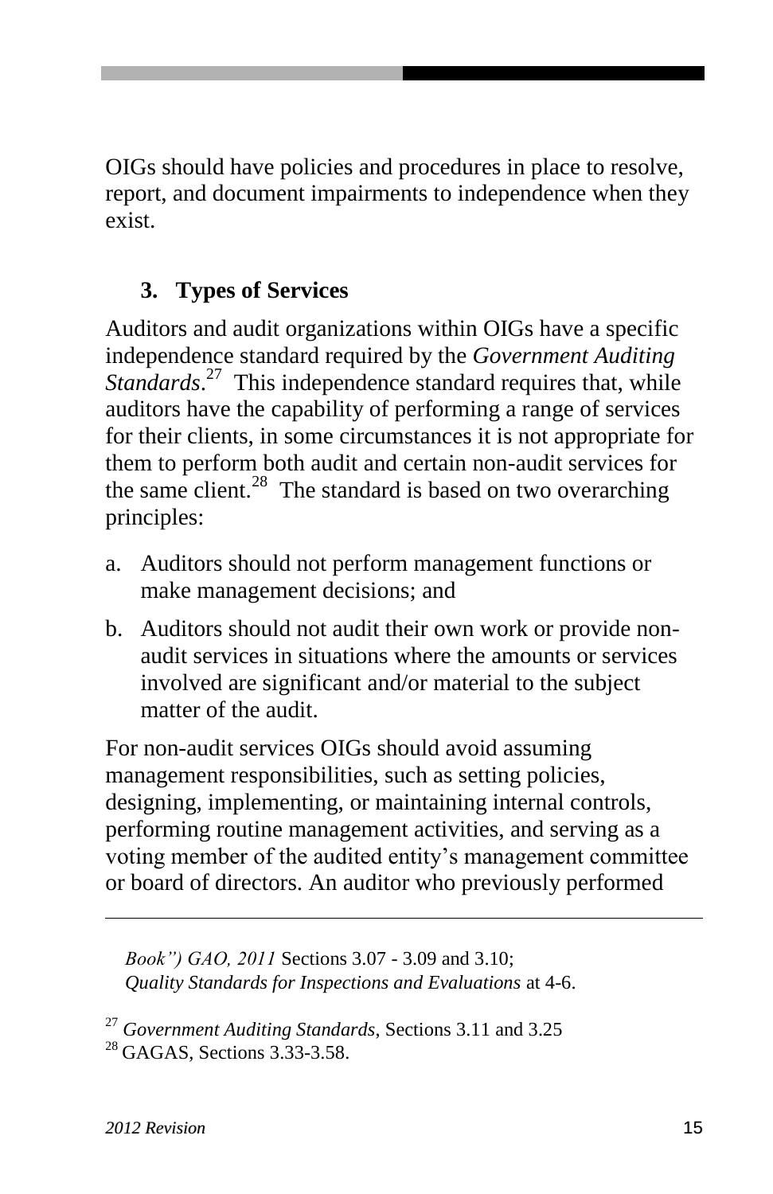OIGs should have policies and procedures in place to resolve, report, and document impairments to independence when they exist.

### 3. Types of Services

Auditors and audit organizations within OIGs have a specific independence standard required by the *Government Auditing Standards*.[27] This independence standard requires that, while auditors have the capability of performing a range of services for their clients, in some circumstances it is not appropriate for them to perform both audit and certain non-audit services for the same client.[28] The standard is based on two overarching principles:

a. Auditors should not perform management functions or make management decisions; and

b. Auditors should not audit their own work or provide non-audit services in situations where the amounts or services involved are significant and/or material to the subject matter of the audit.

For non-audit services OIGs should avoid assuming management responsibilities, such as setting policies, designing, implementing, or maintaining internal controls, performing routine management activities, and serving as a voting member of the audited entity's management committee or board of directors. An auditor who previously performed

---

*Book") GAO, 2011* Sections 3.07 - 3.09 and 3.10; *Quality Standards for Inspections and Evaluations* at 4-6.

[27] *Government Auditing Standards*, Sections 3.11 and 3.25

[28] GAGAS, Sections 3.33-3.58.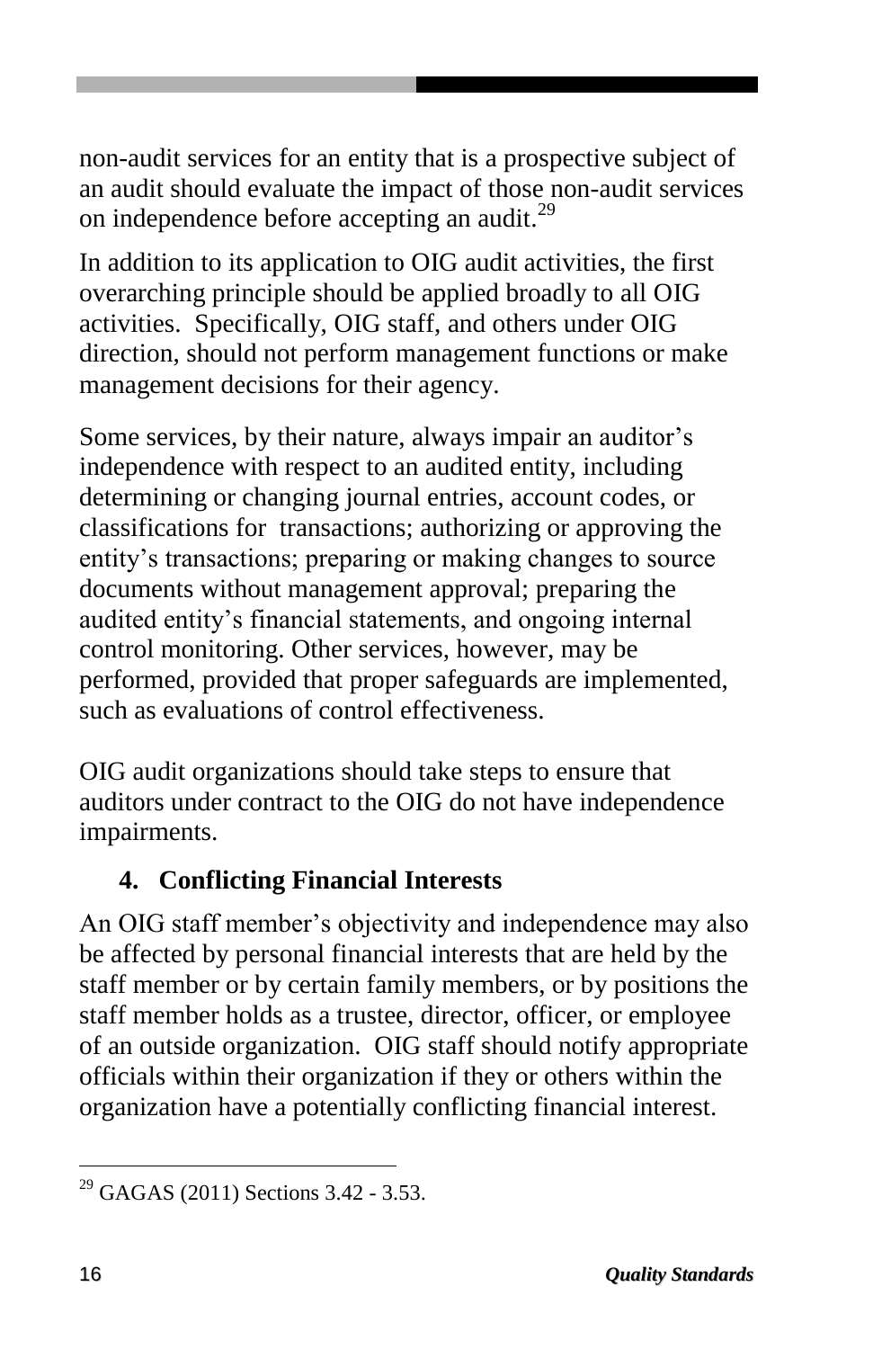non-audit services for an entity that is a prospective subject of an audit should evaluate the impact of those non-audit services on independence before accepting an audit.[29]

In addition to its application to OIG audit activities, the first overarching principle should be applied broadly to all OIG activities. Specifically, OIG staff, and others under OIG direction, should not perform management functions or make management decisions for their agency.

Some services, by their nature, always impair an auditor's independence with respect to an audited entity, including determining or changing journal entries, account codes, or classifications for transactions; authorizing or approving the entity's transactions; preparing or making changes to source documents without management approval; preparing the audited entity's financial statements, and ongoing internal control monitoring. Other services, however, may be performed, provided that proper safeguards are implemented, such as evaluations of control effectiveness.

OIG audit organizations should take steps to ensure that auditors under contract to the OIG do not have independence impairments.

### 4. Conflicting Financial Interests

An OIG staff member's objectivity and independence may also be affected by personal financial interests that are held by the staff member or by certain family members, or by positions the staff member holds as a trustee, director, officer, or employee of an outside organization. OIG staff should notify appropriate officials within their organization if they or others within the organization have a potentially conflicting financial interest.

---

[29] GAGAS (2011) Sections 3.42 - 3.53.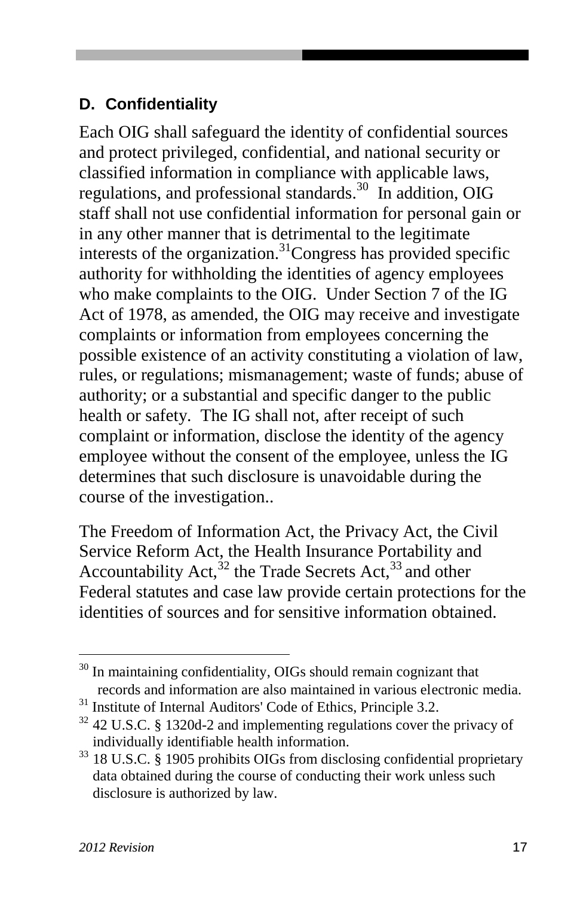## D. Confidentiality

Each OIG shall safeguard the identity of confidential sources and protect privileged, confidential, and national security or classified information in compliance with applicable laws, regulations, and professional standards.[30] In addition, OIG staff shall not use confidential information for personal gain or in any other manner that is detrimental to the legitimate interests of the organization.[31]Congress has provided specific authority for withholding the identities of agency employees who make complaints to the OIG. Under Section 7 of the IG Act of 1978, as amended, the OIG may receive and investigate complaints or information from employees concerning the possible existence of an activity constituting a violation of law, rules, or regulations; mismanagement; waste of funds; abuse of authority; or a substantial and specific danger to the public health or safety. The IG shall not, after receipt of such complaint or information, disclose the identity of the agency employee without the consent of the employee, unless the IG determines that such disclosure is unavoidable during the course of the investigation..

The Freedom of Information Act, the Privacy Act, the Civil Service Reform Act, the Health Insurance Portability and Accountability Act,[32] the Trade Secrets Act,[33] and other Federal statutes and case law provide certain protections for the identities of sources and for sensitive information obtained.

---

[30] In maintaining confidentiality, OIGs should remain cognizant that records and information are also maintained in various electronic media.

[31] Institute of Internal Auditors' Code of Ethics, Principle 3.2.

[32] 42 U.S.C. § 1320d-2 and implementing regulations cover the privacy of individually identifiable health information.

[33] 18 U.S.C. § 1905 prohibits OIGs from disclosing confidential proprietary data obtained during the course of conducting their work unless such disclosure is authorized by law.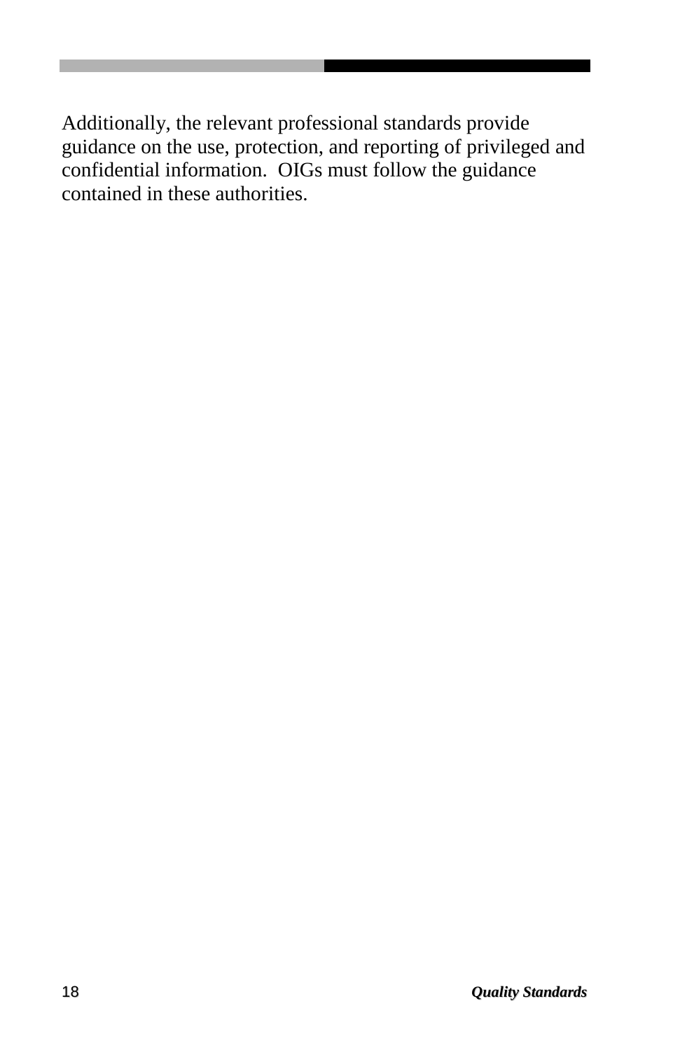Additionally, the relevant professional standards provide guidance on the use, protection, and reporting of privileged and confidential information.  OIGs must follow the guidance contained in these authorities.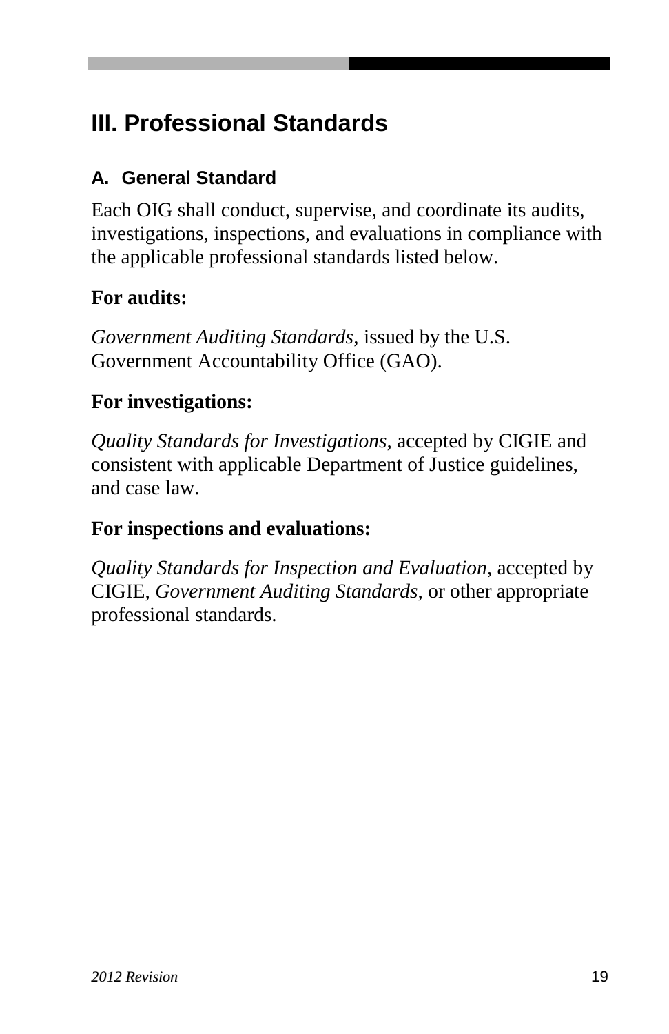# III. Professional Standards

## A. General Standard

Each OIG shall conduct, supervise, and coordinate its audits, investigations, inspections, and evaluations in compliance with the applicable professional standards listed below.

**For audits:**

*Government Auditing Standards*, issued by the U.S. Government Accountability Office (GAO).

**For investigations:**

*Quality Standards for Investigations*, accepted by CIGIE and consistent with applicable Department of Justice guidelines, and case law.

**For inspections and evaluations:**

*Quality Standards for Inspection and Evaluation*, accepted by CIGIE, *Government Auditing Standards*, or other appropriate professional standards.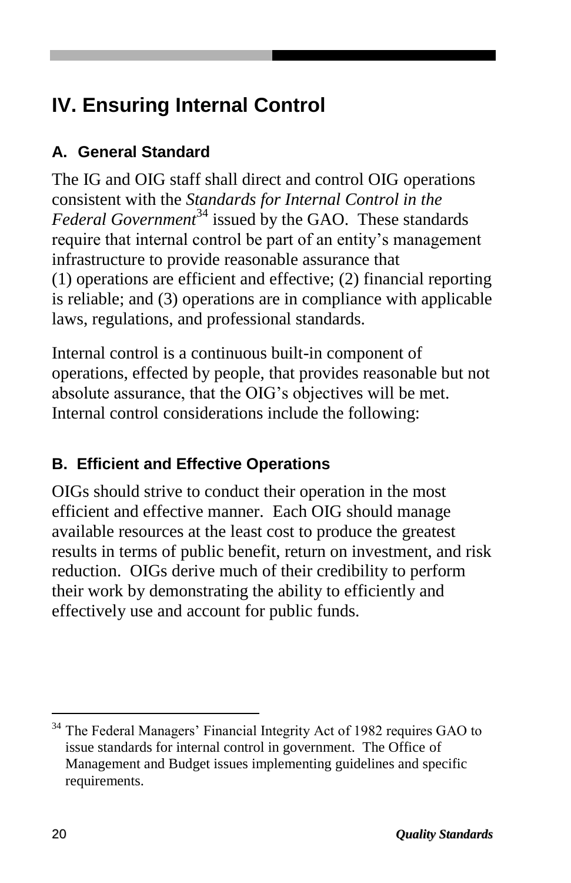# IV. Ensuring Internal Control

## A. General Standard

The IG and OIG staff shall direct and control OIG operations consistent with the *Standards for Internal Control in the Federal Government*[34] issued by the GAO. These standards require that internal control be part of an entity's management infrastructure to provide reasonable assurance that (1) operations are efficient and effective; (2) financial reporting is reliable; and (3) operations are in compliance with applicable laws, regulations, and professional standards.

Internal control is a continuous built-in component of operations, effected by people, that provides reasonable but not absolute assurance, that the OIG's objectives will be met. Internal control considerations include the following:

## B. Efficient and Effective Operations

OIGs should strive to conduct their operation in the most efficient and effective manner. Each OIG should manage available resources at the least cost to produce the greatest results in terms of public benefit, return on investment, and risk reduction. OIGs derive much of their credibility to perform their work by demonstrating the ability to efficiently and effectively use and account for public funds.

---

[34] The Federal Managers' Financial Integrity Act of 1982 requires GAO to issue standards for internal control in government. The Office of Management and Budget issues implementing guidelines and specific requirements.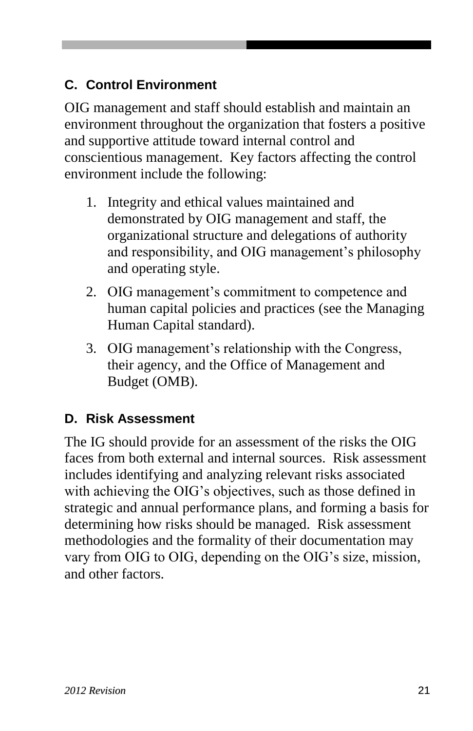## C. Control Environment

OIG management and staff should establish and maintain an environment throughout the organization that fosters a positive and supportive attitude toward internal control and conscientious management. Key factors affecting the control environment include the following:

1. Integrity and ethical values maintained and demonstrated by OIG management and staff, the organizational structure and delegations of authority and responsibility, and OIG management's philosophy and operating style.
2. OIG management's commitment to competence and human capital policies and practices (see the Managing Human Capital standard).
3. OIG management's relationship with the Congress, their agency, and the Office of Management and Budget (OMB).

## D. Risk Assessment

The IG should provide for an assessment of the risks the OIG faces from both external and internal sources. Risk assessment includes identifying and analyzing relevant risks associated with achieving the OIG's objectives, such as those defined in strategic and annual performance plans, and forming a basis for determining how risks should be managed. Risk assessment methodologies and the formality of their documentation may vary from OIG to OIG, depending on the OIG's size, mission, and other factors.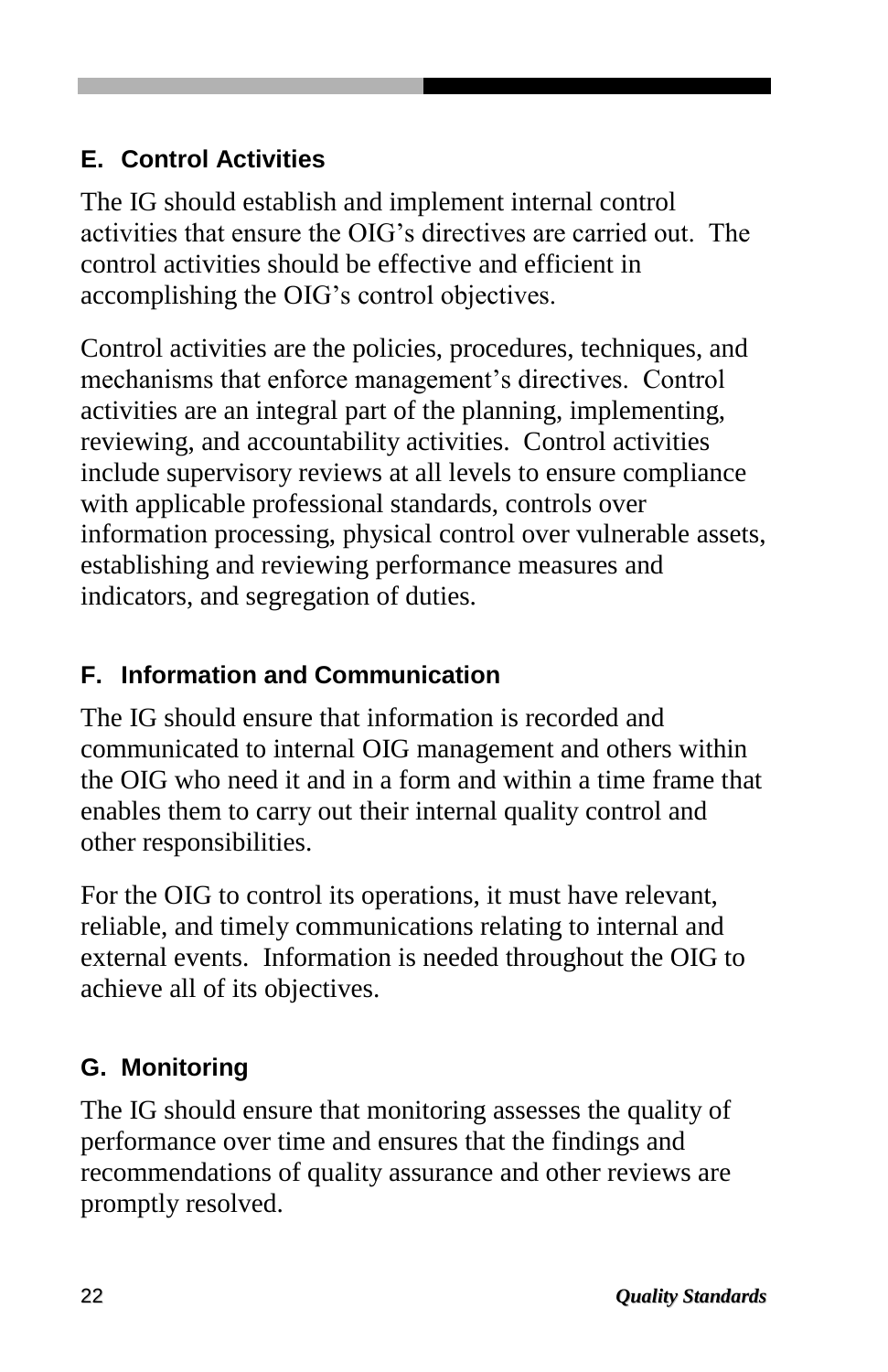### E. Control Activities

The IG should establish and implement internal control activities that ensure the OIG's directives are carried out. The control activities should be effective and efficient in accomplishing the OIG's control objectives.

Control activities are the policies, procedures, techniques, and mechanisms that enforce management's directives. Control activities are an integral part of the planning, implementing, reviewing, and accountability activities. Control activities include supervisory reviews at all levels to ensure compliance with applicable professional standards, controls over information processing, physical control over vulnerable assets, establishing and reviewing performance measures and indicators, and segregation of duties.

### F. Information and Communication

The IG should ensure that information is recorded and communicated to internal OIG management and others within the OIG who need it and in a form and within a time frame that enables them to carry out their internal quality control and other responsibilities.

For the OIG to control its operations, it must have relevant, reliable, and timely communications relating to internal and external events. Information is needed throughout the OIG to achieve all of its objectives.

### G. Monitoring

The IG should ensure that monitoring assesses the quality of performance over time and ensures that the findings and recommendations of quality assurance and other reviews are promptly resolved.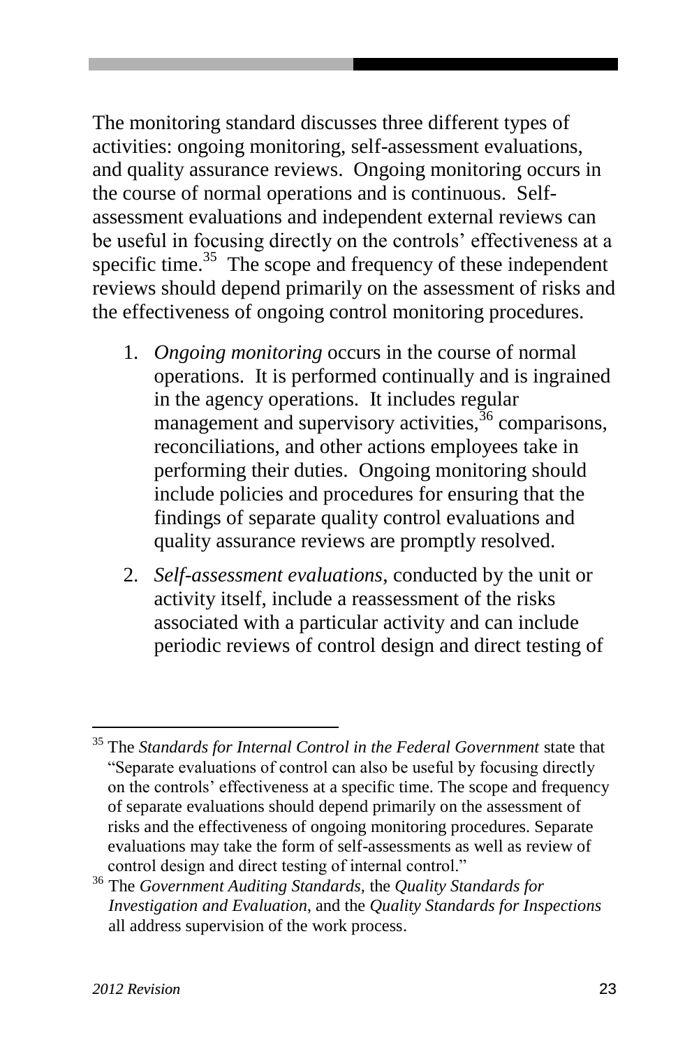The monitoring standard discusses three different types of activities: ongoing monitoring, self-assessment evaluations, and quality assurance reviews. Ongoing monitoring occurs in the course of normal operations and is continuous. Self-assessment evaluations and independent external reviews can be useful in focusing directly on the controls' effectiveness at a specific time.[35] The scope and frequency of these independent reviews should depend primarily on the assessment of risks and the effectiveness of ongoing control monitoring procedures.

1. *Ongoing monitoring* occurs in the course of normal operations. It is performed continually and is ingrained in the agency operations. It includes regular management and supervisory activities,[36] comparisons, reconciliations, and other actions employees take in performing their duties. Ongoing monitoring should include policies and procedures for ensuring that the findings of separate quality control evaluations and quality assurance reviews are promptly resolved.

2. *Self-assessment evaluations*, conducted by the unit or activity itself, include a reassessment of the risks associated with a particular activity and can include periodic reviews of control design and direct testing of

---

[35] The *Standards for Internal Control in the Federal Government* state that "Separate evaluations of control can also be useful by focusing directly on the controls' effectiveness at a specific time. The scope and frequency of separate evaluations should depend primarily on the assessment of risks and the effectiveness of ongoing monitoring procedures. Separate evaluations may take the form of self-assessments as well as review of control design and direct testing of internal control."

[36] The *Government Auditing Standards*, the *Quality Standards for Investigation and Evaluation*, and the *Quality Standards for Inspections* all address supervision of the work process.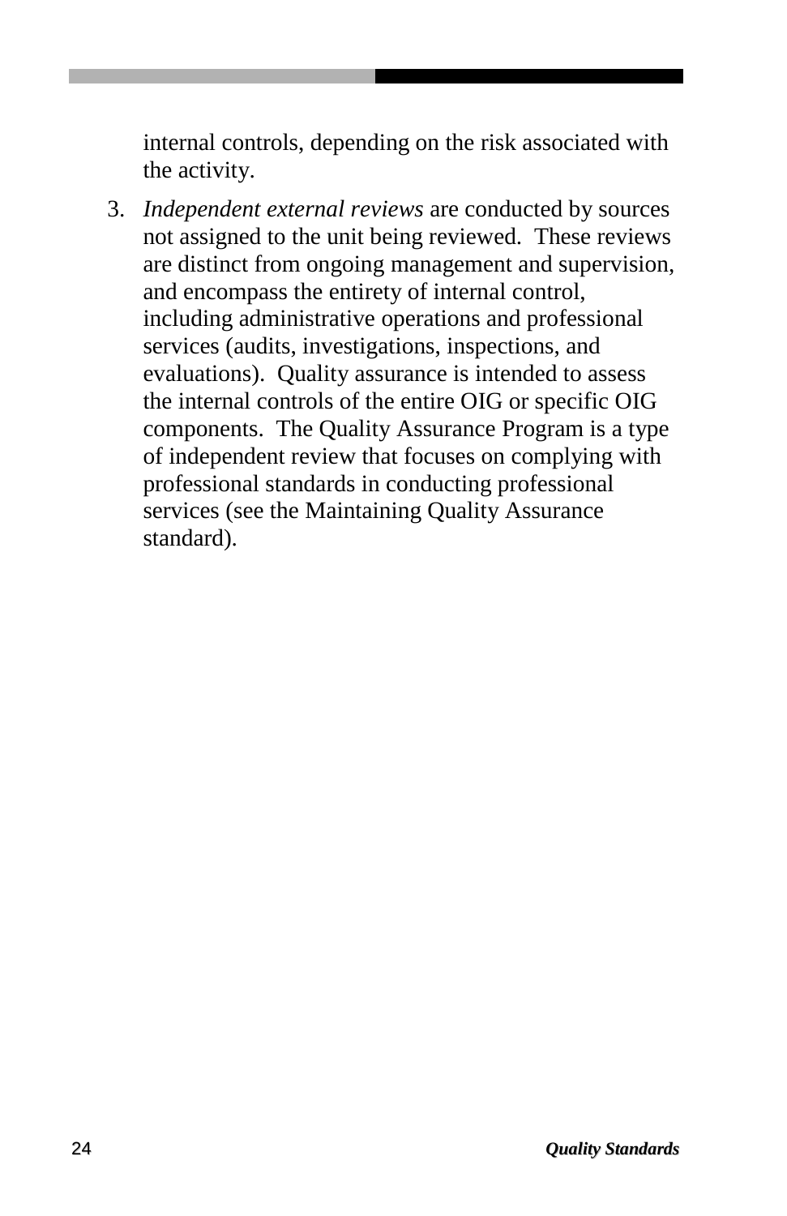internal controls, depending on the risk associated with the activity.

3. *Independent external reviews* are conducted by sources not assigned to the unit being reviewed. These reviews are distinct from ongoing management and supervision, and encompass the entirety of internal control, including administrative operations and professional services (audits, investigations, inspections, and evaluations). Quality assurance is intended to assess the internal controls of the entire OIG or specific OIG components. The Quality Assurance Program is a type of independent review that focuses on complying with professional standards in conducting professional services (see the Maintaining Quality Assurance standard).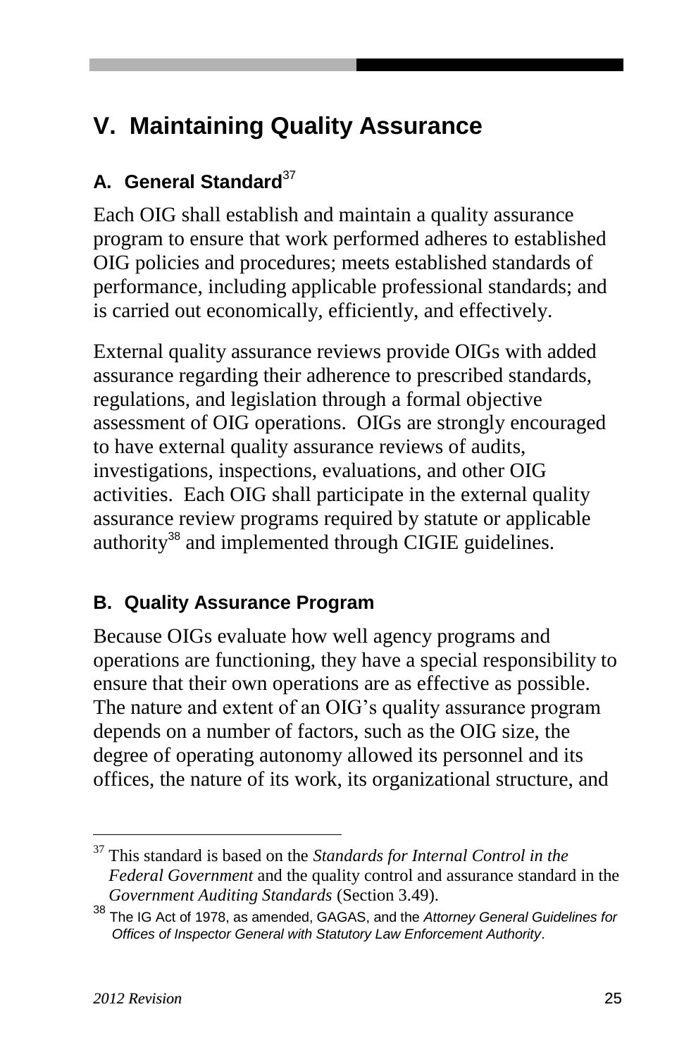# V. Maintaining Quality Assurance

## A. General Standard[37]

Each OIG shall establish and maintain a quality assurance program to ensure that work performed adheres to established OIG policies and procedures; meets established standards of performance, including applicable professional standards; and is carried out economically, efficiently, and effectively.

External quality assurance reviews provide OIGs with added assurance regarding their adherence to prescribed standards, regulations, and legislation through a formal objective assessment of OIG operations. OIGs are strongly encouraged to have external quality assurance reviews of audits, investigations, inspections, evaluations, and other OIG activities. Each OIG shall participate in the external quality assurance review programs required by statute or applicable authority[38] and implemented through CIGIE guidelines.

## B. Quality Assurance Program

Because OIGs evaluate how well agency programs and operations are functioning, they have a special responsibility to ensure that their own operations are as effective as possible. The nature and extent of an OIG's quality assurance program depends on a number of factors, such as the OIG size, the degree of operating autonomy allowed its personnel and its offices, the nature of its work, its organizational structure, and

---

[37] This standard is based on the *Standards for Internal Control in the Federal Government* and the quality control and assurance standard in the *Government Auditing Standards* (Section 3.49).

[38] The IG Act of 1978, as amended, GAGAS, and the *Attorney General Guidelines for Offices of Inspector General with Statutory Law Enforcement Authority*.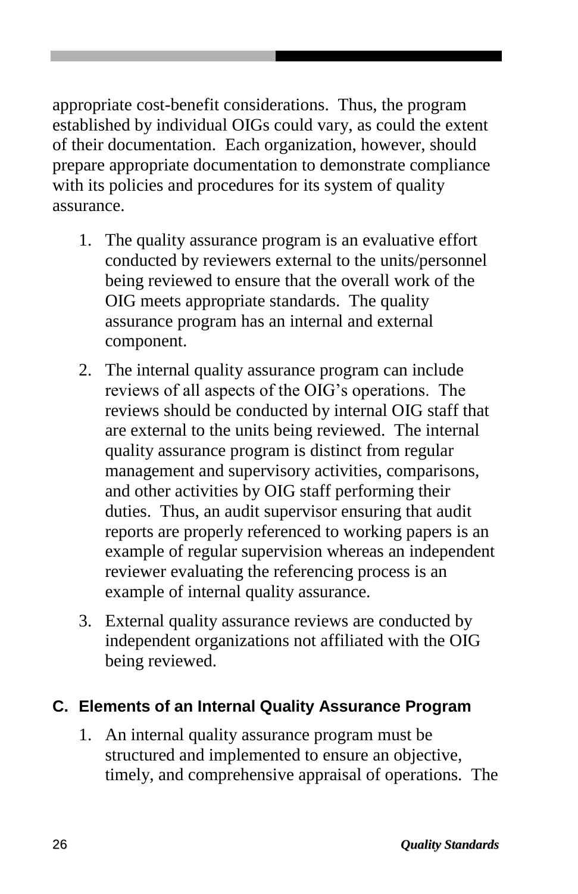appropriate cost-benefit considerations. Thus, the program established by individual OIGs could vary, as could the extent of their documentation. Each organization, however, should prepare appropriate documentation to demonstrate compliance with its policies and procedures for its system of quality assurance.

1. The quality assurance program is an evaluative effort conducted by reviewers external to the units/personnel being reviewed to ensure that the overall work of the OIG meets appropriate standards. The quality assurance program has an internal and external component.
2. The internal quality assurance program can include reviews of all aspects of the OIG's operations. The reviews should be conducted by internal OIG staff that are external to the units being reviewed. The internal quality assurance program is distinct from regular management and supervisory activities, comparisons, and other activities by OIG staff performing their duties. Thus, an audit supervisor ensuring that audit reports are properly referenced to working papers is an example of regular supervision whereas an independent reviewer evaluating the referencing process is an example of internal quality assurance.
3. External quality assurance reviews are conducted by independent organizations not affiliated with the OIG being reviewed.

### C. Elements of an Internal Quality Assurance Program

1. An internal quality assurance program must be structured and implemented to ensure an objective, timely, and comprehensive appraisal of operations. The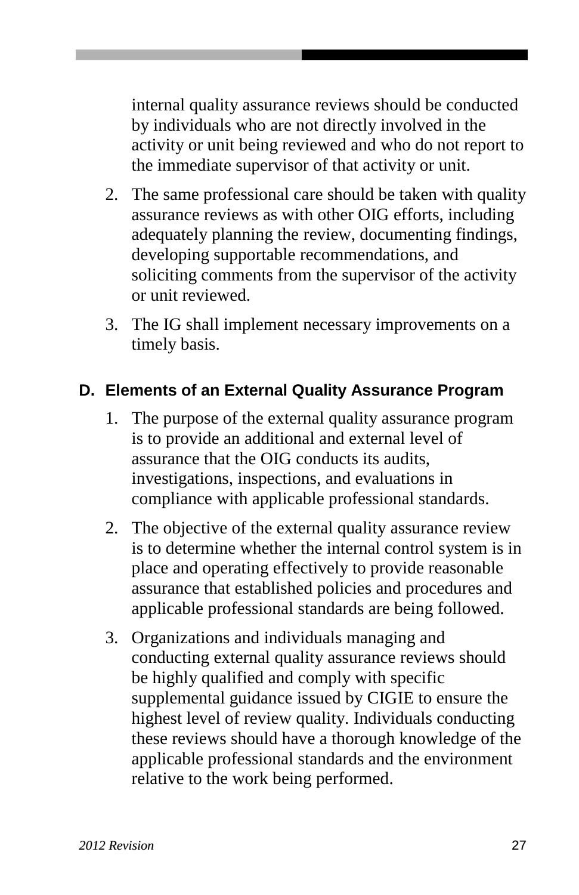internal quality assurance reviews should be conducted by individuals who are not directly involved in the activity or unit being reviewed and who do not report to the immediate supervisor of that activity or unit.

2. The same professional care should be taken with quality assurance reviews as with other OIG efforts, including adequately planning the review, documenting findings, developing supportable recommendations, and soliciting comments from the supervisor of the activity or unit reviewed.
3. The IG shall implement necessary improvements on a timely basis.

### D. Elements of an External Quality Assurance Program

1. The purpose of the external quality assurance program is to provide an additional and external level of assurance that the OIG conducts its audits, investigations, inspections, and evaluations in compliance with applicable professional standards.
2. The objective of the external quality assurance review is to determine whether the internal control system is in place and operating effectively to provide reasonable assurance that established policies and procedures and applicable professional standards are being followed.
3. Organizations and individuals managing and conducting external quality assurance reviews should be highly qualified and comply with specific supplemental guidance issued by CIGIE to ensure the highest level of review quality. Individuals conducting these reviews should have a thorough knowledge of the applicable professional standards and the environment relative to the work being performed.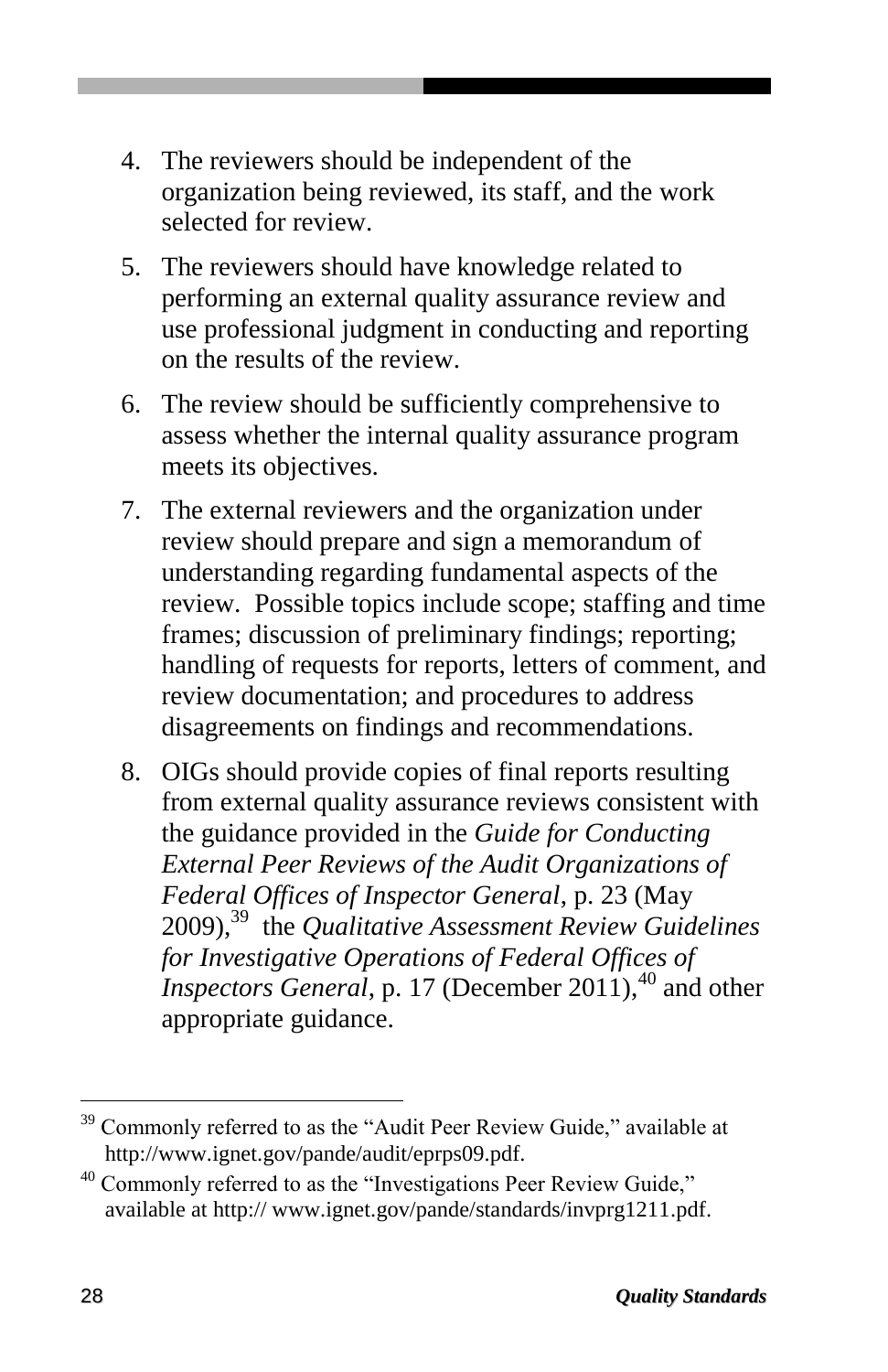4. The reviewers should be independent of the organization being reviewed, its staff, and the work selected for review.

5. The reviewers should have knowledge related to performing an external quality assurance review and use professional judgment in conducting and reporting on the results of the review.

6. The review should be sufficiently comprehensive to assess whether the internal quality assurance program meets its objectives.

7. The external reviewers and the organization under review should prepare and sign a memorandum of understanding regarding fundamental aspects of the review. Possible topics include scope; staffing and time frames; discussion of preliminary findings; reporting; handling of requests for reports, letters of comment, and review documentation; and procedures to address disagreements on findings and recommendations.

8. OIGs should provide copies of final reports resulting from external quality assurance reviews consistent with the guidance provided in the *Guide for Conducting External Peer Reviews of the Audit Organizations of Federal Offices of Inspector General*, p. 23 (May 2009),[39] the *Qualitative Assessment Review Guidelines for Investigative Operations of Federal Offices of Inspectors General*, p. 17 (December 2011),[40] and other appropriate guidance.

---

[39] Commonly referred to as the "Audit Peer Review Guide," available at http://www.ignet.gov/pande/audit/eprps09.pdf.

[40] Commonly referred to as the "Investigations Peer Review Guide," available at http:// www.ignet.gov/pande/standards/invprg1211.pdf.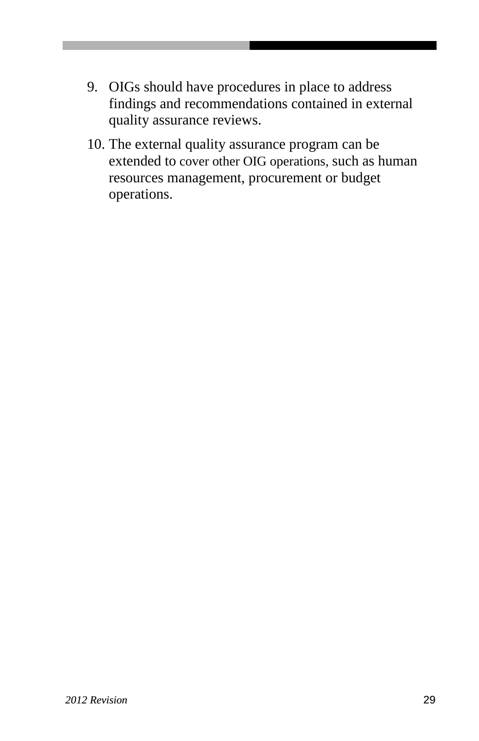9. OIGs should have procedures in place to address findings and recommendations contained in external quality assurance reviews.
10. The external quality assurance program can be extended to cover other OIG operations, such as human resources management, procurement or budget operations.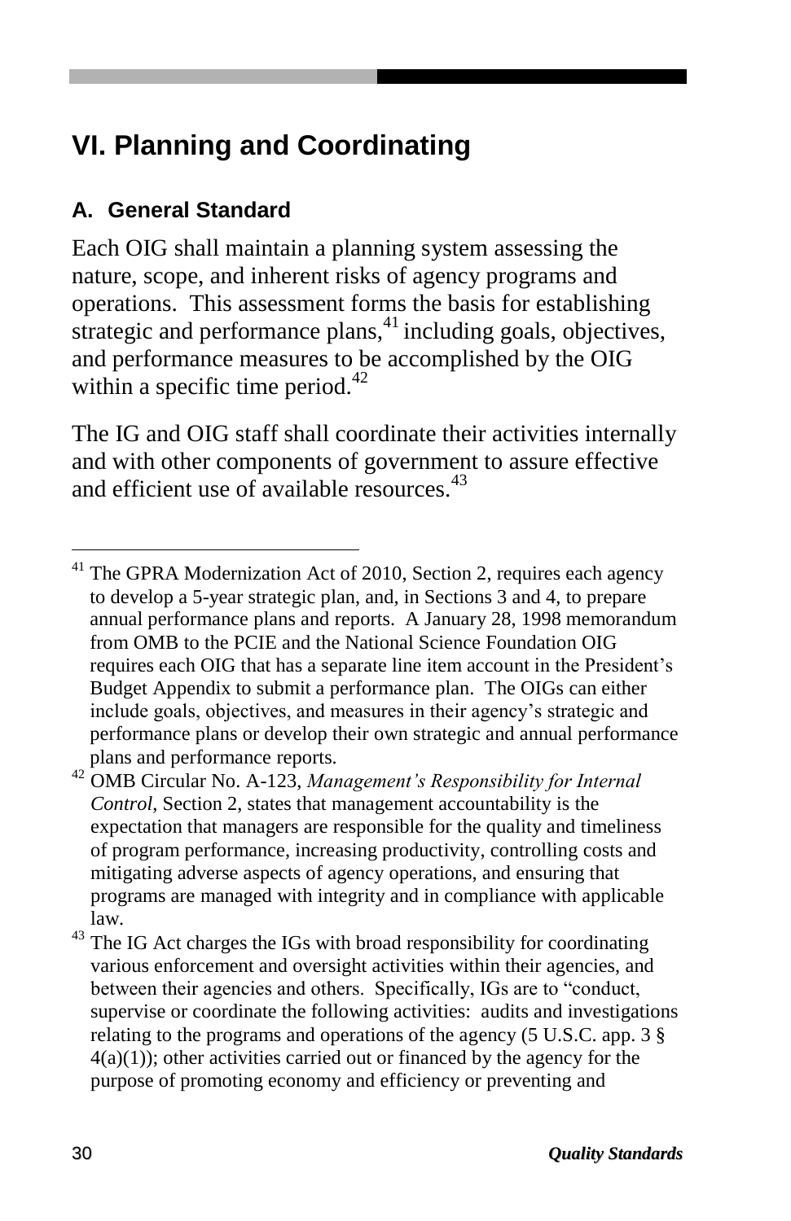# VI. Planning and Coordinating

## A. General Standard

Each OIG shall maintain a planning system assessing the nature, scope, and inherent risks of agency programs and operations. This assessment forms the basis for establishing strategic and performance plans,[41] including goals, objectives, and performance measures to be accomplished by the OIG within a specific time period.[42]

The IG and OIG staff shall coordinate their activities internally and with other components of government to assure effective and efficient use of available resources.[43]

---

[41] The GPRA Modernization Act of 2010, Section 2, requires each agency to develop a 5-year strategic plan, and, in Sections 3 and 4, to prepare annual performance plans and reports. A January 28, 1998 memorandum from OMB to the PCIE and the National Science Foundation OIG requires each OIG that has a separate line item account in the President's Budget Appendix to submit a performance plan. The OIGs can either include goals, objectives, and measures in their agency's strategic and performance plans or develop their own strategic and annual performance plans and performance reports.

[42] OMB Circular No. A-123, *Management's Responsibility for Internal Control*, Section 2, states that management accountability is the expectation that managers are responsible for the quality and timeliness of program performance, increasing productivity, controlling costs and mitigating adverse aspects of agency operations, and ensuring that programs are managed with integrity and in compliance with applicable law.

[43] The IG Act charges the IGs with broad responsibility for coordinating various enforcement and oversight activities within their agencies, and between their agencies and others. Specifically, IGs are to "conduct, supervise or coordinate the following activities: audits and investigations relating to the programs and operations of the agency (5 U.S.C. app. 3 § 4(a)(1)); other activities carried out or financed by the agency for the purpose of promoting economy and efficiency or preventing and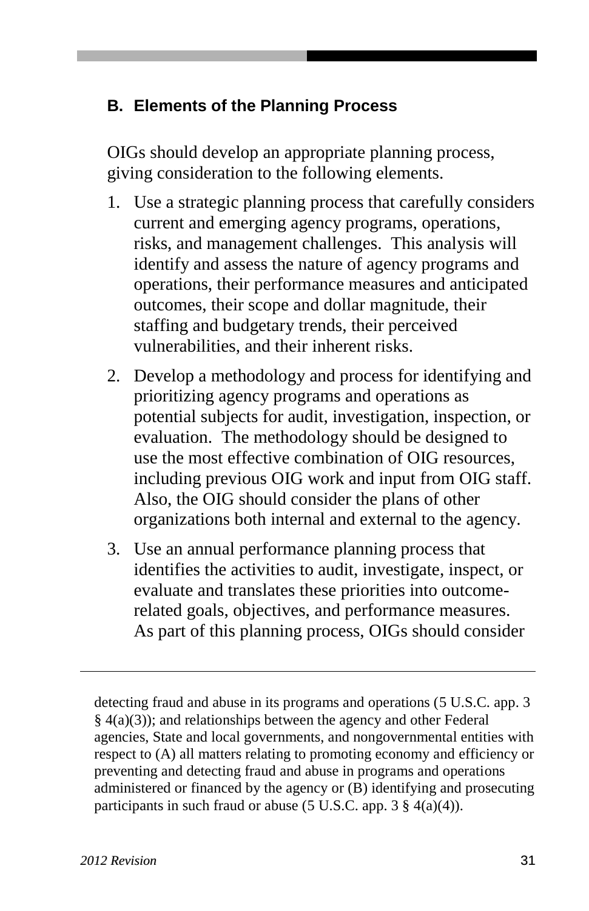## B. Elements of the Planning Process

OIGs should develop an appropriate planning process, giving consideration to the following elements.

1. Use a strategic planning process that carefully considers current and emerging agency programs, operations, risks, and management challenges. This analysis will identify and assess the nature of agency programs and operations, their performance measures and anticipated outcomes, their scope and dollar magnitude, their staffing and budgetary trends, their perceived vulnerabilities, and their inherent risks.

2. Develop a methodology and process for identifying and prioritizing agency programs and operations as potential subjects for audit, investigation, inspection, or evaluation. The methodology should be designed to use the most effective combination of OIG resources, including previous OIG work and input from OIG staff. Also, the OIG should consider the plans of other organizations both internal and external to the agency.

3. Use an annual performance planning process that identifies the activities to audit, investigate, inspect, or evaluate and translates these priorities into outcome-related goals, objectives, and performance measures. As part of this planning process, OIGs should consider

---

detecting fraud and abuse in its programs and operations (5 U.S.C. app. 3 § 4(a)(3)); and relationships between the agency and other Federal agencies, State and local governments, and nongovernmental entities with respect to (A) all matters relating to promoting economy and efficiency or preventing and detecting fraud and abuse in programs and operations administered or financed by the agency or (B) identifying and prosecuting participants in such fraud or abuse (5 U.S.C. app. 3 § 4(a)(4)).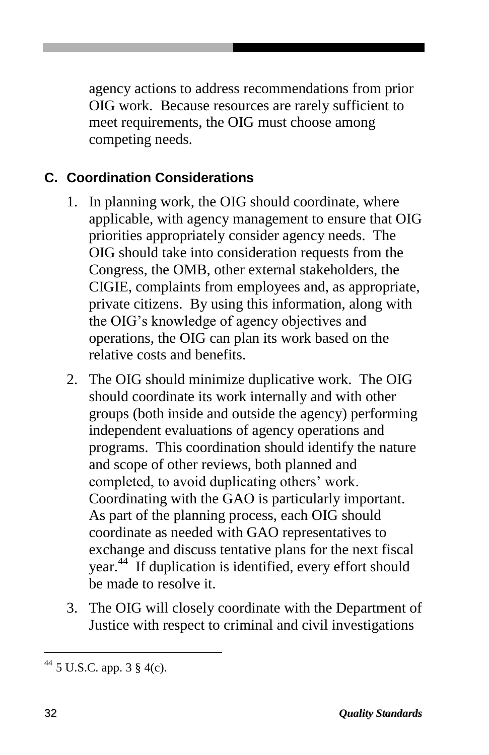agency actions to address recommendations from prior OIG work. Because resources are rarely sufficient to meet requirements, the OIG must choose among competing needs.

## C. Coordination Considerations

1. In planning work, the OIG should coordinate, where applicable, with agency management to ensure that OIG priorities appropriately consider agency needs. The OIG should take into consideration requests from the Congress, the OMB, other external stakeholders, the CIGIE, complaints from employees and, as appropriate, private citizens. By using this information, along with the OIG's knowledge of agency objectives and operations, the OIG can plan its work based on the relative costs and benefits.
2. The OIG should minimize duplicative work. The OIG should coordinate its work internally and with other groups (both inside and outside the agency) performing independent evaluations of agency operations and programs. This coordination should identify the nature and scope of other reviews, both planned and completed, to avoid duplicating others' work. Coordinating with the GAO is particularly important. As part of the planning process, each OIG should coordinate as needed with GAO representatives to exchange and discuss tentative plans for the next fiscal year.[44] If duplication is identified, every effort should be made to resolve it.
3. The OIG will closely coordinate with the Department of Justice with respect to criminal and civil investigations

[44] 5 U.S.C. app. 3 § 4(c).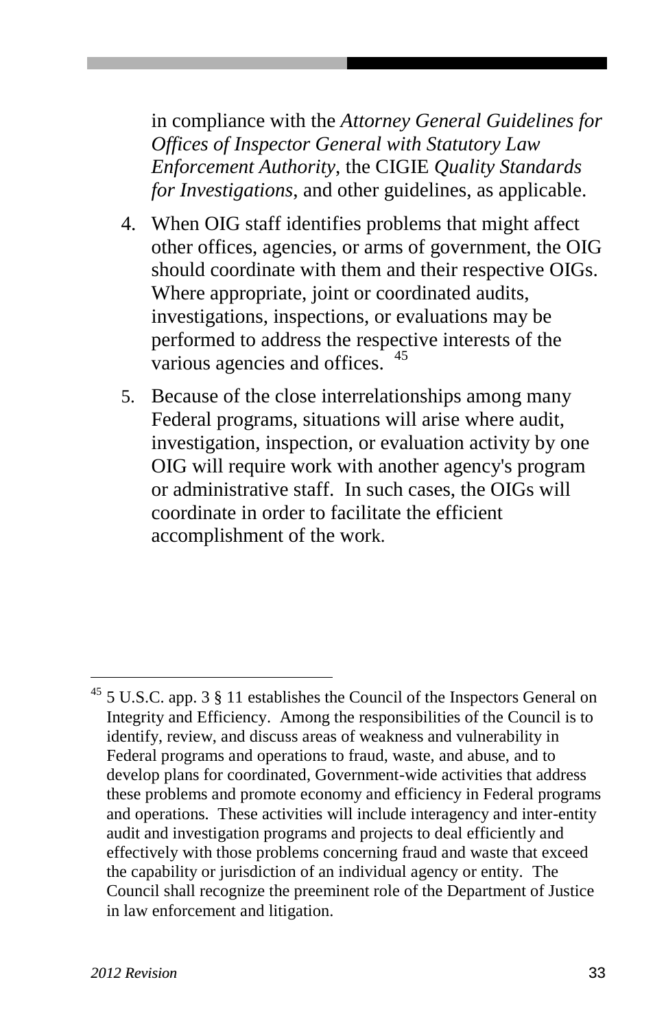in compliance with the *Attorney General Guidelines for Offices of Inspector General with Statutory Law Enforcement Authority*, the CIGIE *Quality Standards for Investigations*, and other guidelines, as applicable.

4. When OIG staff identifies problems that might affect other offices, agencies, or arms of government, the OIG should coordinate with them and their respective OIGs. Where appropriate, joint or coordinated audits, investigations, inspections, or evaluations may be performed to address the respective interests of the various agencies and offices. [45]

5. Because of the close interrelationships among many Federal programs, situations will arise where audit, investigation, inspection, or evaluation activity by one OIG will require work with another agency's program or administrative staff. In such cases, the OIGs will coordinate in order to facilitate the efficient accomplishment of the work.

---

[45] 5 U.S.C. app. 3 § 11 establishes the Council of the Inspectors General on Integrity and Efficiency. Among the responsibilities of the Council is to identify, review, and discuss areas of weakness and vulnerability in Federal programs and operations to fraud, waste, and abuse, and to develop plans for coordinated, Government-wide activities that address these problems and promote economy and efficiency in Federal programs and operations. These activities will include interagency and inter-entity audit and investigation programs and projects to deal efficiently and effectively with those problems concerning fraud and waste that exceed the capability or jurisdiction of an individual agency or entity. The Council shall recognize the preeminent role of the Department of Justice in law enforcement and litigation.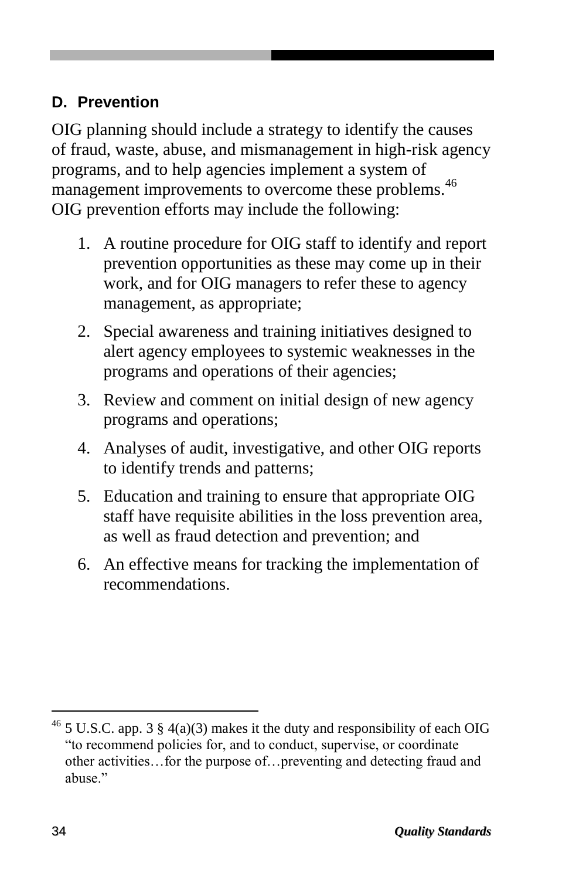## D. Prevention

OIG planning should include a strategy to identify the causes of fraud, waste, abuse, and mismanagement in high-risk agency programs, and to help agencies implement a system of management improvements to overcome these problems.[46] OIG prevention efforts may include the following:

1. A routine procedure for OIG staff to identify and report prevention opportunities as these may come up in their work, and for OIG managers to refer these to agency management, as appropriate;
2. Special awareness and training initiatives designed to alert agency employees to systemic weaknesses in the programs and operations of their agencies;
3. Review and comment on initial design of new agency programs and operations;
4. Analyses of audit, investigative, and other OIG reports to identify trends and patterns;
5. Education and training to ensure that appropriate OIG staff have requisite abilities in the loss prevention area, as well as fraud detection and prevention; and
6. An effective means for tracking the implementation of recommendations.

---

[46] 5 U.S.C. app. 3 § 4(a)(3) makes it the duty and responsibility of each OIG "to recommend policies for, and to conduct, supervise, or coordinate other activities…for the purpose of…preventing and detecting fraud and abuse."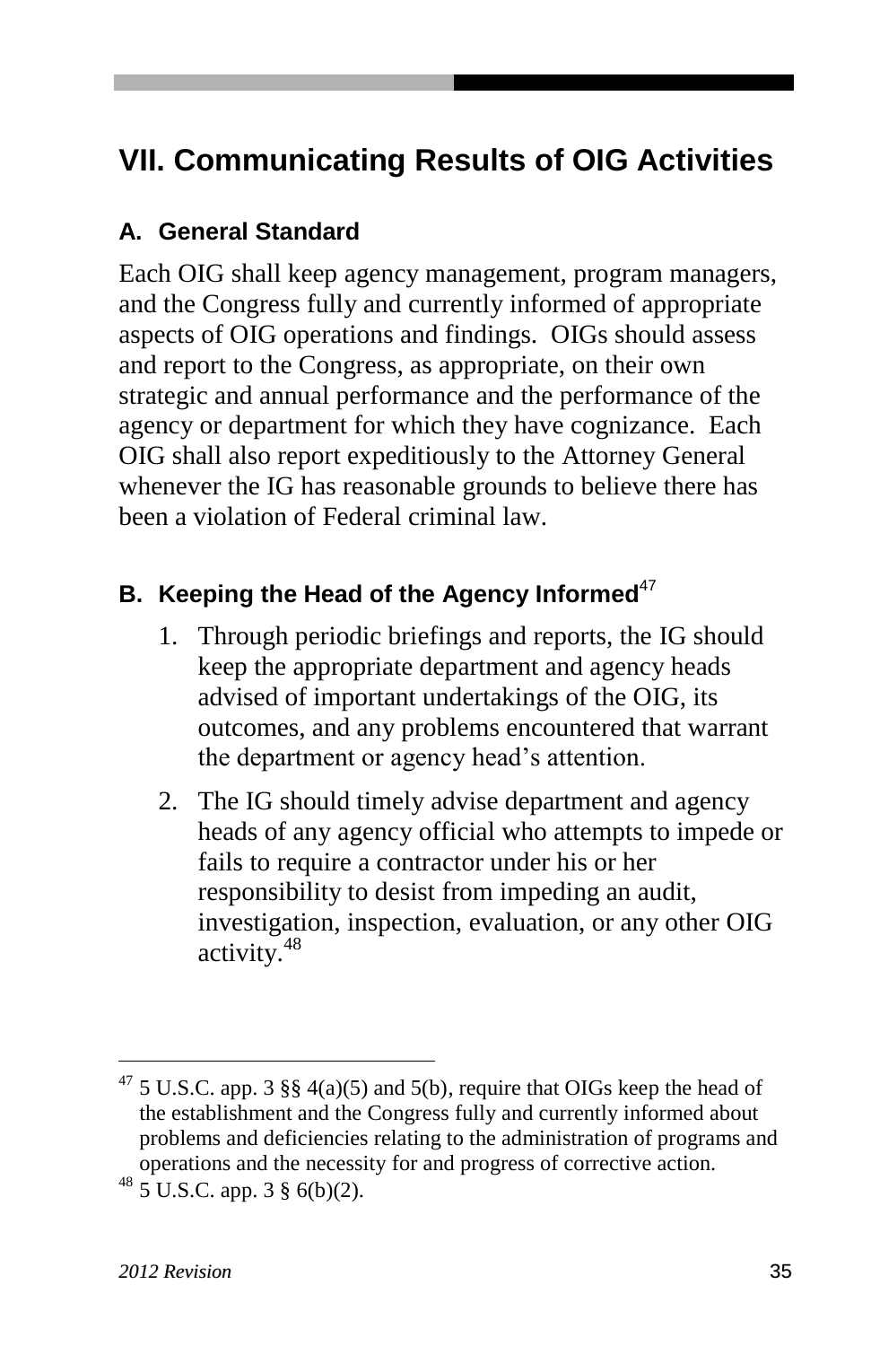# VII. Communicating Results of OIG Activities

## A. General Standard

Each OIG shall keep agency management, program managers, and the Congress fully and currently informed of appropriate aspects of OIG operations and findings. OIGs should assess and report to the Congress, as appropriate, on their own strategic and annual performance and the performance of the agency or department for which they have cognizance. Each OIG shall also report expeditiously to the Attorney General whenever the IG has reasonable grounds to believe there has been a violation of Federal criminal law.

## B. Keeping the Head of the Agency Informed[47]

1. Through periodic briefings and reports, the IG should keep the appropriate department and agency heads advised of important undertakings of the OIG, its outcomes, and any problems encountered that warrant the department or agency head's attention.
2. The IG should timely advise department and agency heads of any agency official who attempts to impede or fails to require a contractor under his or her responsibility to desist from impeding an audit, investigation, inspection, evaluation, or any other OIG activity.[48]

---

[47] 5 U.S.C. app. 3 §§ 4(a)(5) and 5(b), require that OIGs keep the head of the establishment and the Congress fully and currently informed about problems and deficiencies relating to the administration of programs and operations and the necessity for and progress of corrective action.

[48] 5 U.S.C. app. 3 § 6(b)(2).

*2012 Revision*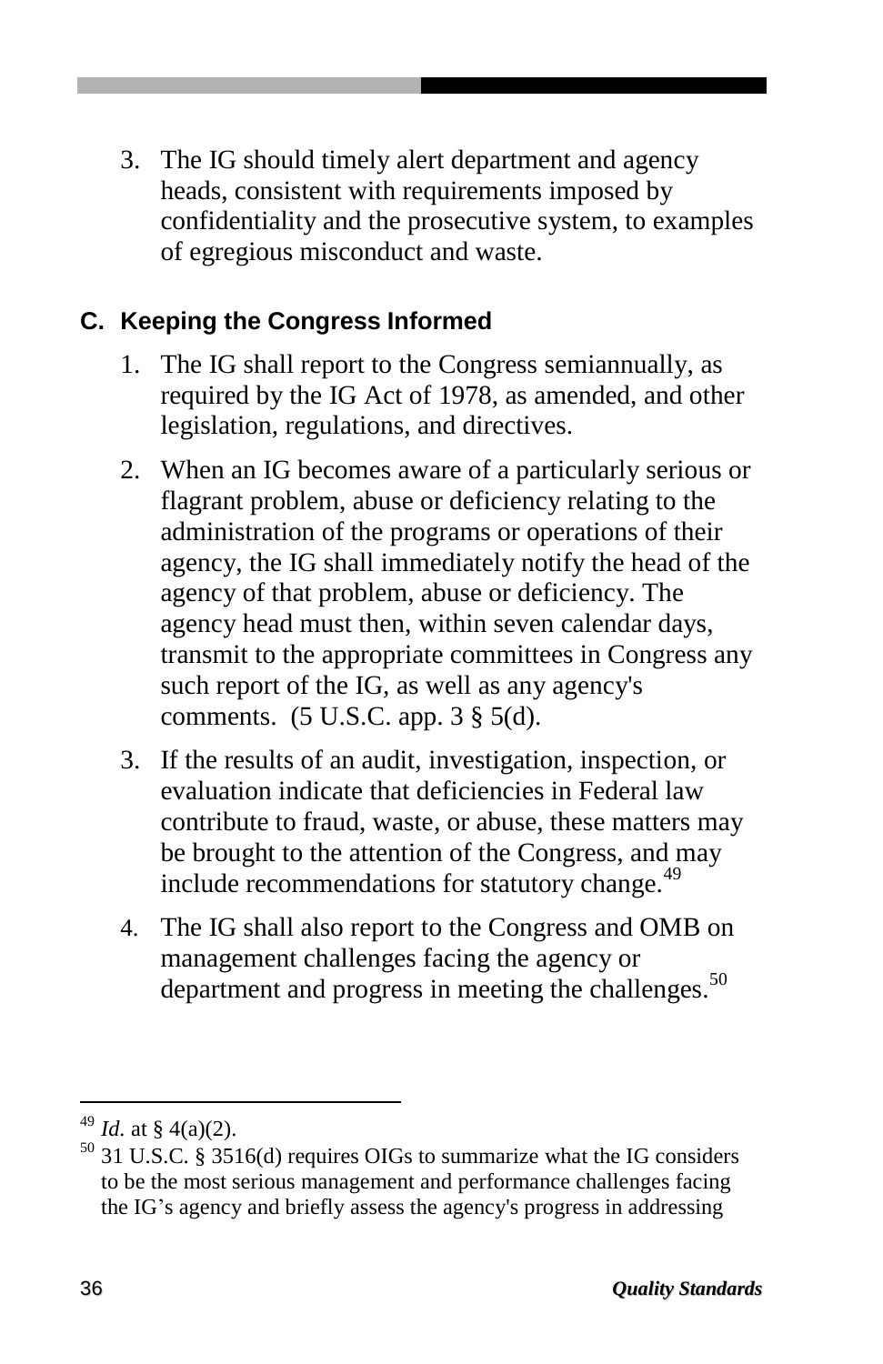3. The IG should timely alert department and agency heads, consistent with requirements imposed by confidentiality and the prosecutive system, to examples of egregious misconduct and waste.

### C. Keeping the Congress Informed

1. The IG shall report to the Congress semiannually, as required by the IG Act of 1978, as amended, and other legislation, regulations, and directives.
2. When an IG becomes aware of a particularly serious or flagrant problem, abuse or deficiency relating to the administration of the programs or operations of their agency, the IG shall immediately notify the head of the agency of that problem, abuse or deficiency. The agency head must then, within seven calendar days, transmit to the appropriate committees in Congress any such report of the IG, as well as any agency's comments. (5 U.S.C. app. 3 § 5(d).
3. If the results of an audit, investigation, inspection, or evaluation indicate that deficiencies in Federal law contribute to fraud, waste, or abuse, these matters may be brought to the attention of the Congress, and may include recommendations for statutory change.[49]
4. The IG shall also report to the Congress and OMB on management challenges facing the agency or department and progress in meeting the challenges.[50]

---

[49] *Id.* at § 4(a)(2).

[50] 31 U.S.C. § 3516(d) requires OIGs to summarize what the IG considers to be the most serious management and performance challenges facing the IG's agency and briefly assess the agency's progress in addressing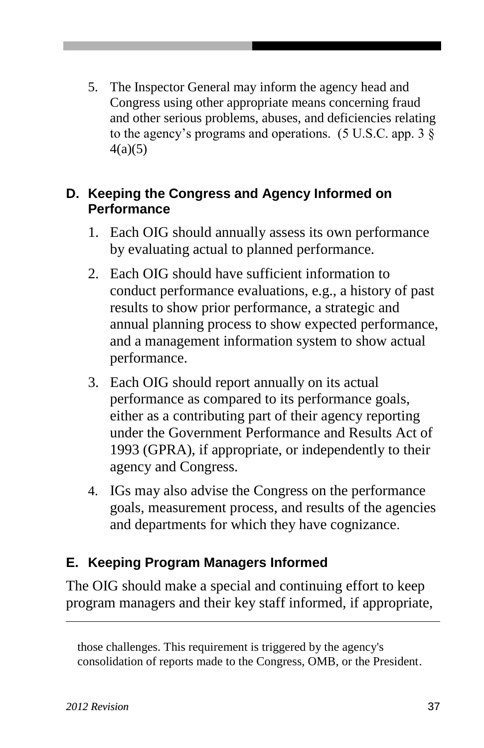5. The Inspector General may inform the agency head and Congress using other appropriate means concerning fraud and other serious problems, abuses, and deficiencies relating to the agency's programs and operations. (5 U.S.C. app. 3 § 4(a)(5)

## D. Keeping the Congress and Agency Informed on Performance

1. Each OIG should annually assess its own performance by evaluating actual to planned performance.
2. Each OIG should have sufficient information to conduct performance evaluations, e.g., a history of past results to show prior performance, a strategic and annual planning process to show expected performance, and a management information system to show actual performance.
3. Each OIG should report annually on its actual performance as compared to its performance goals, either as a contributing part of their agency reporting under the Government Performance and Results Act of 1993 (GPRA), if appropriate, or independently to their agency and Congress.
4. IGs may also advise the Congress on the performance goals, measurement process, and results of the agencies and departments for which they have cognizance.

## E. Keeping Program Managers Informed

The OIG should make a special and continuing effort to keep program managers and their key staff informed, if appropriate,

---

those challenges. This requirement is triggered by the agency's consolidation of reports made to the Congress, OMB, or the President.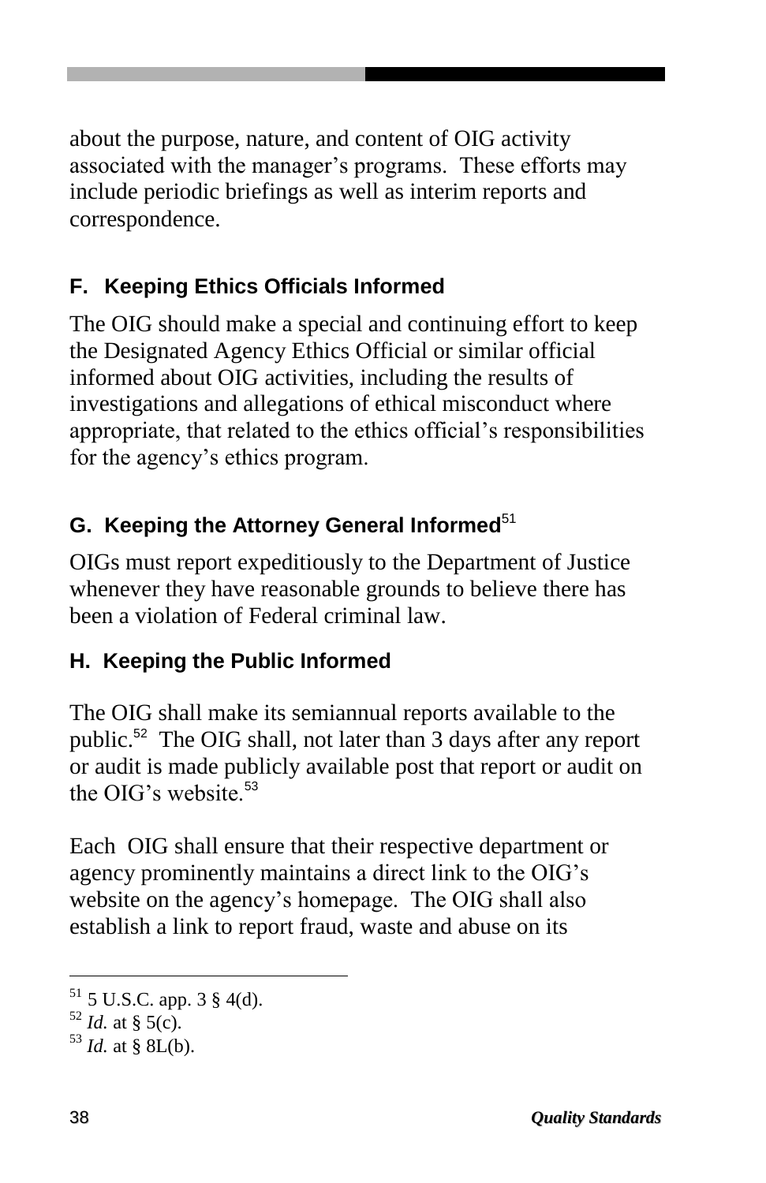about the purpose, nature, and content of OIG activity associated with the manager's programs. These efforts may include periodic briefings as well as interim reports and correspondence.

### F. Keeping Ethics Officials Informed

The OIG should make a special and continuing effort to keep the Designated Agency Ethics Official or similar official informed about OIG activities, including the results of investigations and allegations of ethical misconduct where appropriate, that related to the ethics official's responsibilities for the agency's ethics program.

### G. Keeping the Attorney General Informed[51]

OIGs must report expeditiously to the Department of Justice whenever they have reasonable grounds to believe there has been a violation of Federal criminal law.

### H. Keeping the Public Informed

The OIG shall make its semiannual reports available to the public.[52] The OIG shall, not later than 3 days after any report or audit is made publicly available post that report or audit on the OIG's website.[53]

Each OIG shall ensure that their respective department or agency prominently maintains a direct link to the OIG's website on the agency's homepage. The OIG shall also establish a link to report fraud, waste and abuse on its

---

[51] 5 U.S.C. app. 3 § 4(d).

[52] *Id.* at § 5(c).

[53] *Id.* at § 8L(b).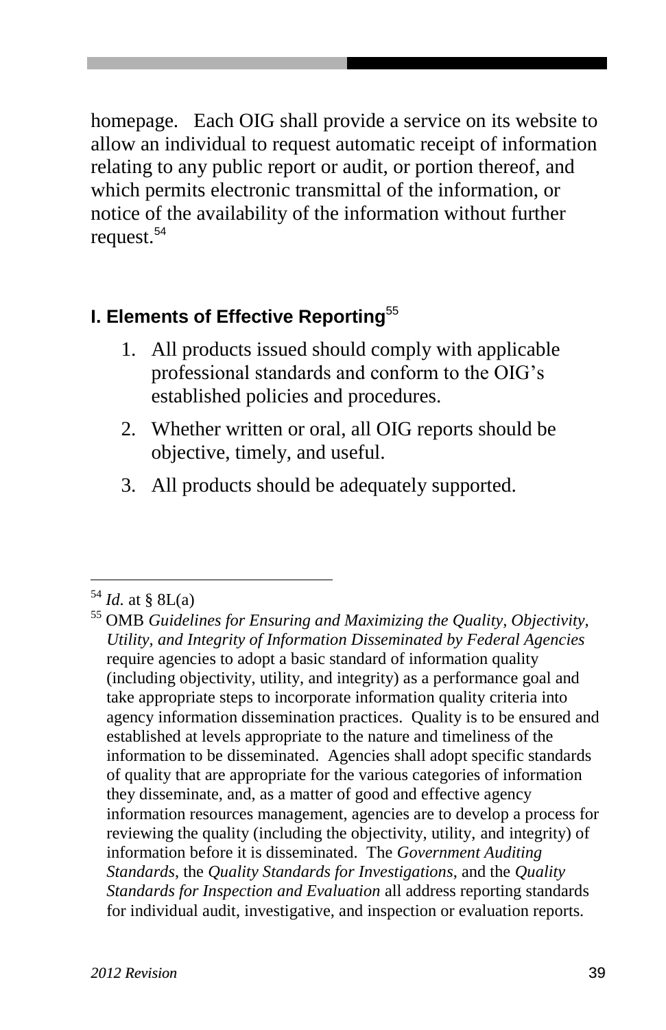homepage. Each OIG shall provide a service on its website to allow an individual to request automatic receipt of information relating to any public report or audit, or portion thereof, and which permits electronic transmittal of the information, or notice of the availability of the information without further request.[54]

## I. Elements of Effective Reporting[55]

1. All products issued should comply with applicable professional standards and conform to the OIG's established policies and procedures.
2. Whether written or oral, all OIG reports should be objective, timely, and useful.
3. All products should be adequately supported.

---

[54] *Id.* at § 8L(a)

[55] OMB *Guidelines for Ensuring and Maximizing the Quality, Objectivity, Utility, and Integrity of Information Disseminated by Federal Agencies* require agencies to adopt a basic standard of information quality (including objectivity, utility, and integrity) as a performance goal and take appropriate steps to incorporate information quality criteria into agency information dissemination practices. Quality is to be ensured and established at levels appropriate to the nature and timeliness of the information to be disseminated. Agencies shall adopt specific standards of quality that are appropriate for the various categories of information they disseminate, and, as a matter of good and effective agency information resources management, agencies are to develop a process for reviewing the quality (including the objectivity, utility, and integrity) of information before it is disseminated. The *Government Auditing Standards*, the *Quality Standards for Investigations*, and the *Quality Standards for Inspection and Evaluation* all address reporting standards for individual audit, investigative, and inspection or evaluation reports.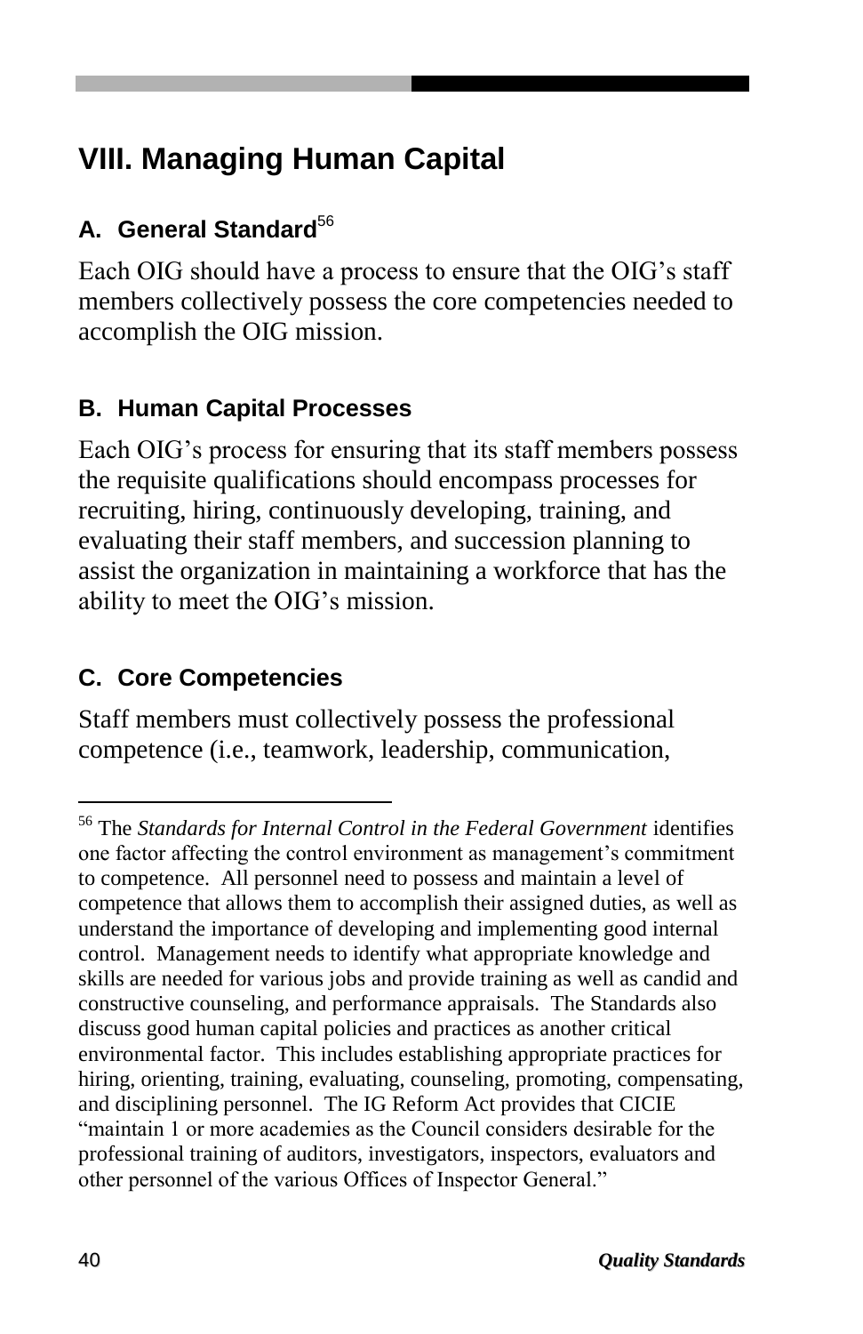## VIII. Managing Human Capital

### A. General Standard[56]

Each OIG should have a process to ensure that the OIG's staff members collectively possess the core competencies needed to accomplish the OIG mission.

### B. Human Capital Processes

Each OIG's process for ensuring that its staff members possess the requisite qualifications should encompass processes for recruiting, hiring, continuously developing, training, and evaluating their staff members, and succession planning to assist the organization in maintaining a workforce that has the ability to meet the OIG's mission.

### C. Core Competencies

Staff members must collectively possess the professional competence (i.e., teamwork, leadership, communication,

---

[56] The *Standards for Internal Control in the Federal Government* identifies one factor affecting the control environment as management's commitment to competence. All personnel need to possess and maintain a level of competence that allows them to accomplish their assigned duties, as well as understand the importance of developing and implementing good internal control. Management needs to identify what appropriate knowledge and skills are needed for various jobs and provide training as well as candid and constructive counseling, and performance appraisals. The Standards also discuss good human capital policies and practices as another critical environmental factor. This includes establishing appropriate practices for hiring, orienting, training, evaluating, counseling, promoting, compensating, and disciplining personnel. The IG Reform Act provides that CICIE "maintain 1 or more academies as the Council considers desirable for the professional training of auditors, investigators, inspectors, evaluators and other personnel of the various Offices of Inspector General."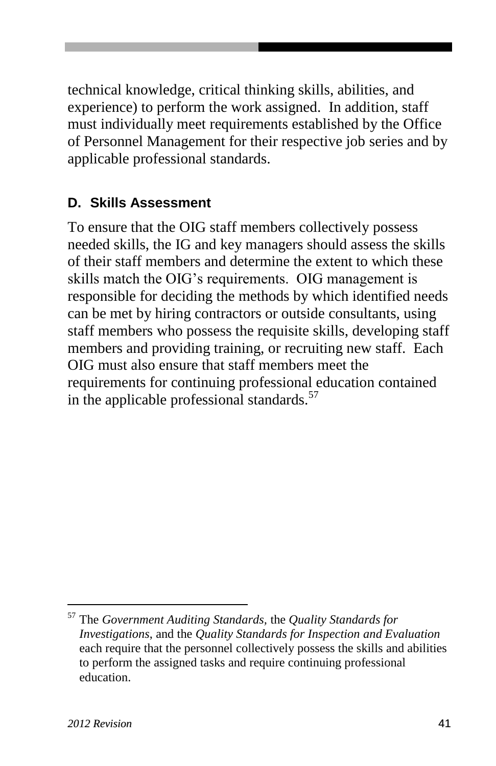technical knowledge, critical thinking skills, abilities, and experience) to perform the work assigned. In addition, staff must individually meet requirements established by the Office of Personnel Management for their respective job series and by applicable professional standards.

### D. Skills Assessment

To ensure that the OIG staff members collectively possess needed skills, the IG and key managers should assess the skills of their staff members and determine the extent to which these skills match the OIG's requirements. OIG management is responsible for deciding the methods by which identified needs can be met by hiring contractors or outside consultants, using staff members who possess the requisite skills, developing staff members and providing training, or recruiting new staff. Each OIG must also ensure that staff members meet the requirements for continuing professional education contained in the applicable professional standards.[57]

---

[57] The *Government Auditing Standards,* the *Quality Standards for Investigations*, and the *Quality Standards for Inspection and Evaluation* each require that the personnel collectively possess the skills and abilities to perform the assigned tasks and require continuing professional education.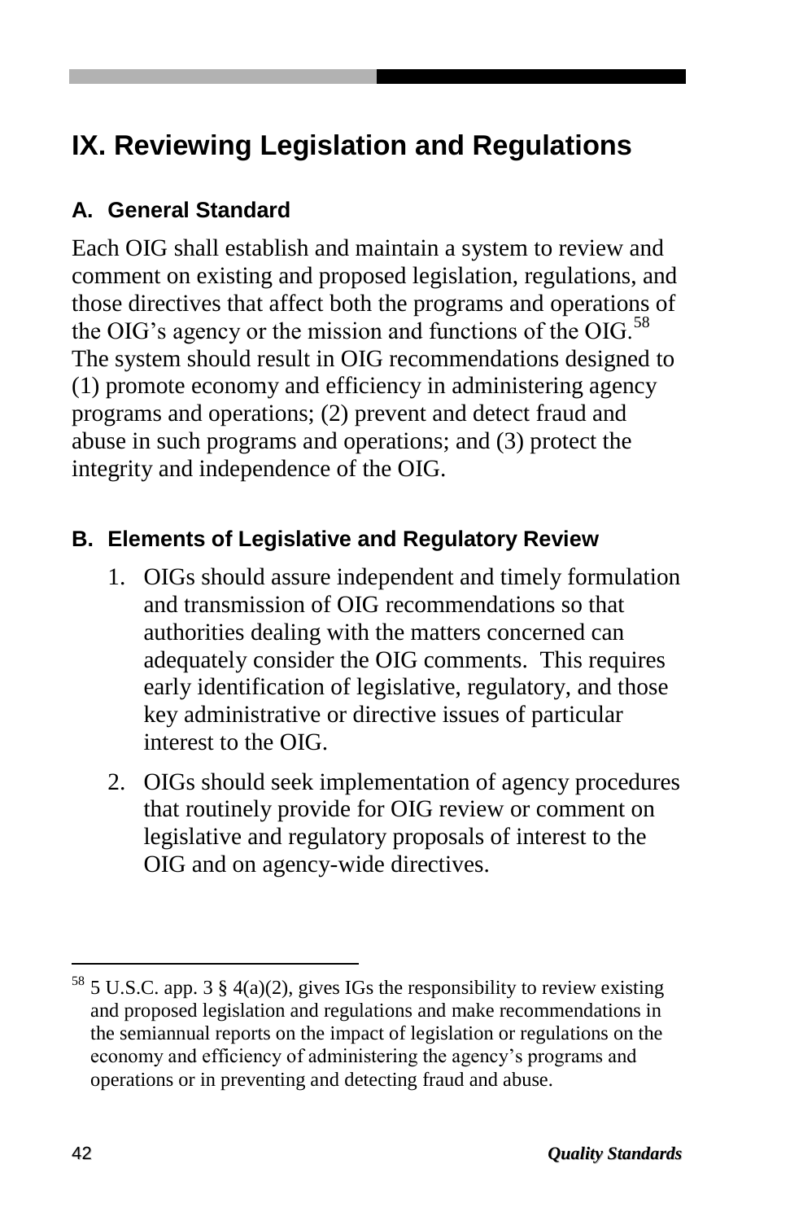# IX. Reviewing Legislation and Regulations

## A. General Standard

Each OIG shall establish and maintain a system to review and comment on existing and proposed legislation, regulations, and those directives that affect both the programs and operations of the OIG's agency or the mission and functions of the OIG.[58] The system should result in OIG recommendations designed to (1) promote economy and efficiency in administering agency programs and operations; (2) prevent and detect fraud and abuse in such programs and operations; and (3) protect the integrity and independence of the OIG.

## B. Elements of Legislative and Regulatory Review

1. OIGs should assure independent and timely formulation and transmission of OIG recommendations so that authorities dealing with the matters concerned can adequately consider the OIG comments. This requires early identification of legislative, regulatory, and those key administrative or directive issues of particular interest to the OIG.
2. OIGs should seek implementation of agency procedures that routinely provide for OIG review or comment on legislative and regulatory proposals of interest to the OIG and on agency-wide directives.

---

[58] 5 U.S.C. app. 3 § 4(a)(2), gives IGs the responsibility to review existing and proposed legislation and regulations and make recommendations in the semiannual reports on the impact of legislation or regulations on the economy and efficiency of administering the agency's programs and operations or in preventing and detecting fraud and abuse.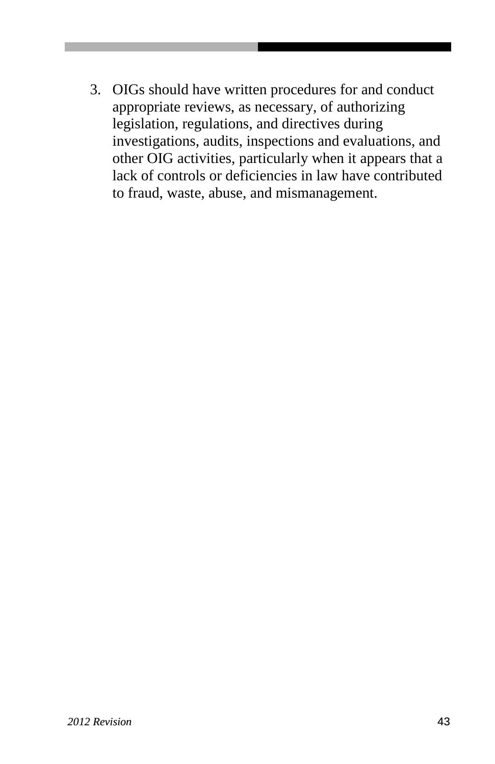3. OIGs should have written procedures for and conduct appropriate reviews, as necessary, of authorizing legislation, regulations, and directives during investigations, audits, inspections and evaluations, and other OIG activities, particularly when it appears that a lack of controls or deficiencies in law have contributed to fraud, waste, abuse, and mismanagement.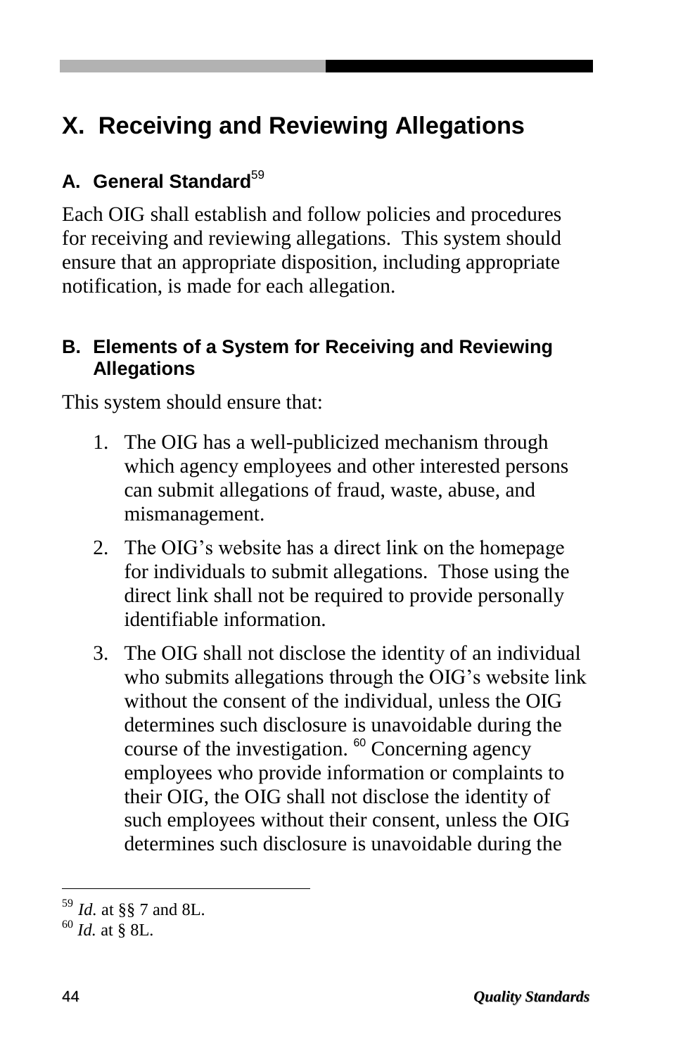# X. Receiving and Reviewing Allegations

## A. General Standard[59]

Each OIG shall establish and follow policies and procedures for receiving and reviewing allegations. This system should ensure that an appropriate disposition, including appropriate notification, is made for each allegation.

## B. Elements of a System for Receiving and Reviewing Allegations

This system should ensure that:

1. The OIG has a well-publicized mechanism through which agency employees and other interested persons can submit allegations of fraud, waste, abuse, and mismanagement.
2. The OIG's website has a direct link on the homepage for individuals to submit allegations. Those using the direct link shall not be required to provide personally identifiable information.
3. The OIG shall not disclose the identity of an individual who submits allegations through the OIG's website link without the consent of the individual, unless the OIG determines such disclosure is unavoidable during the course of the investigation. [60] Concerning agency employees who provide information or complaints to their OIG, the OIG shall not disclose the identity of such employees without their consent, unless the OIG determines such disclosure is unavoidable during the

---

[59] *Id.* at §§ 7 and 8L.

[60] *Id.* at § 8L.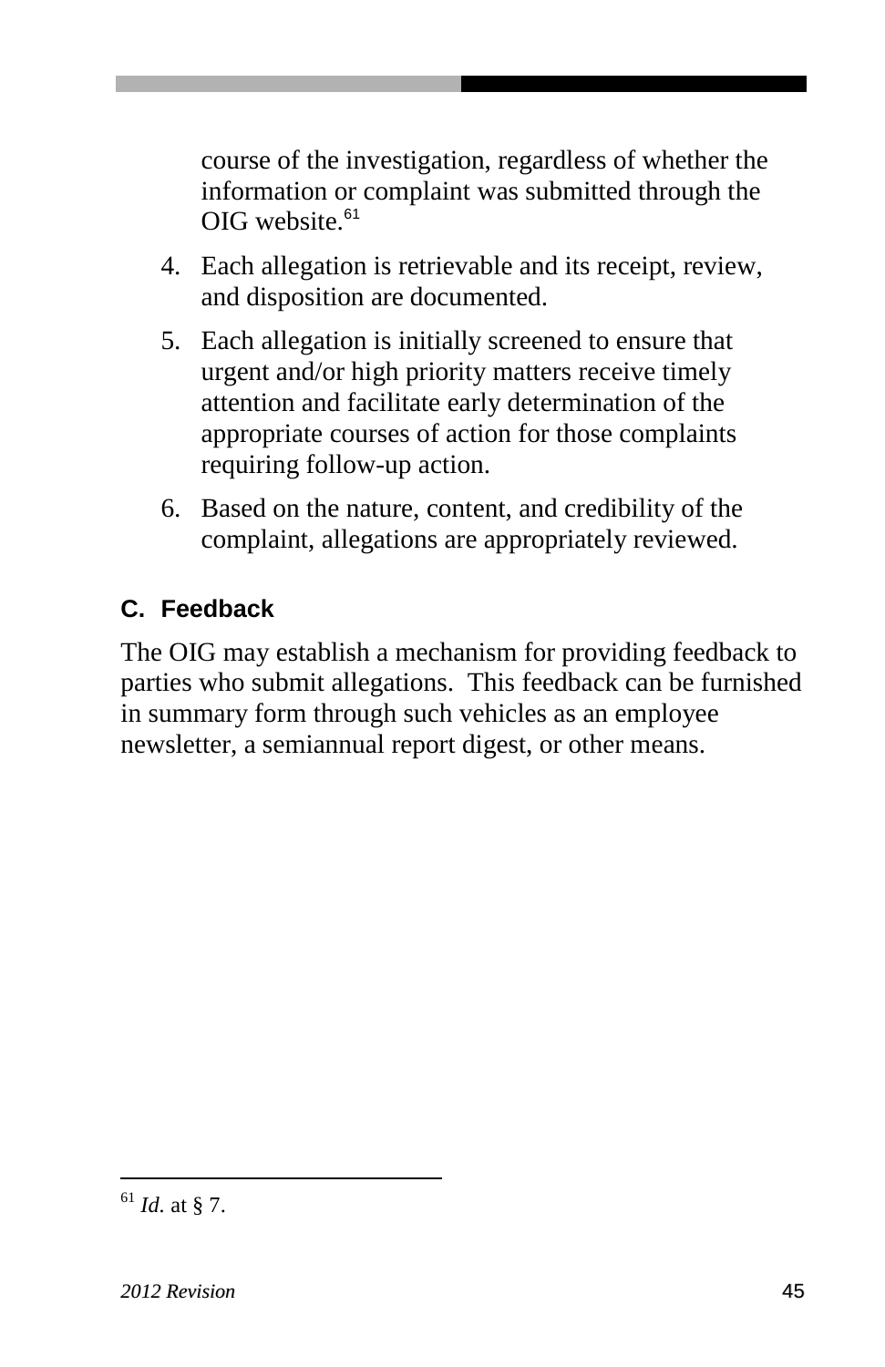course of the investigation, regardless of whether the information or complaint was submitted through the OIG website.[61]

4. Each allegation is retrievable and its receipt, review, and disposition are documented.
5. Each allegation is initially screened to ensure that urgent and/or high priority matters receive timely attention and facilitate early determination of the appropriate courses of action for those complaints requiring follow-up action.
6. Based on the nature, content, and credibility of the complaint, allegations are appropriately reviewed.

### C. Feedback

The OIG may establish a mechanism for providing feedback to parties who submit allegations. This feedback can be furnished in summary form through such vehicles as an employee newsletter, a semiannual report digest, or other means.

---

[61] *Id.* at § 7.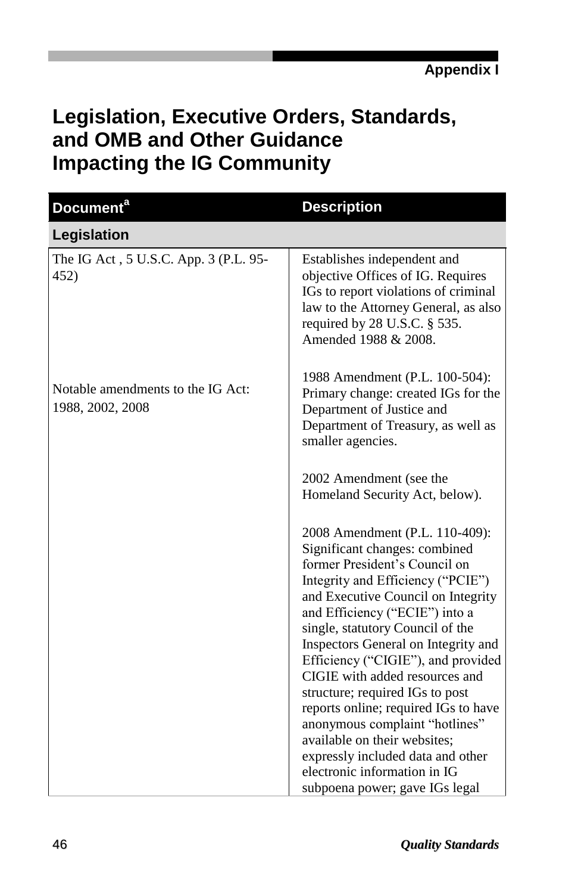Appendix I

# Legislation, Executive Orders, Standards, and OMB and Other Guidance Impacting the IG Community

| Document[a] | Description |
| --- | --- |
| **Legislation** | |
| The IG Act , 5 U.S.C. App. 3 (P.L. 95-452) | Establishes independent and objective Offices of IG. Requires IGs to report violations of criminal law to the Attorney General, as also required by 28 U.S.C. § 535. Amended 1988 & 2008. |
| Notable amendments to the IG Act: 1988, 2002, 2008 | 1988 Amendment (P.L. 100-504): Primary change: created IGs for the Department of Justice and Department of Treasury, as well as smaller agencies.<br><br>2002 Amendment (see the Homeland Security Act, below).<br><br>2008 Amendment (P.L. 110-409): Significant changes: combined former President's Council on Integrity and Efficiency ("PCIE") and Executive Council on Integrity and Efficiency ("ECIE") into a single, statutory Council of the Inspectors General on Integrity and Efficiency ("CIGIE"), and provided CIGIE with added resources and structure; required IGs to post reports online; required IGs to have anonymous complaint "hotlines" available on their websites; expressly included data and other electronic information in IG subpoena power; gave IGs legal |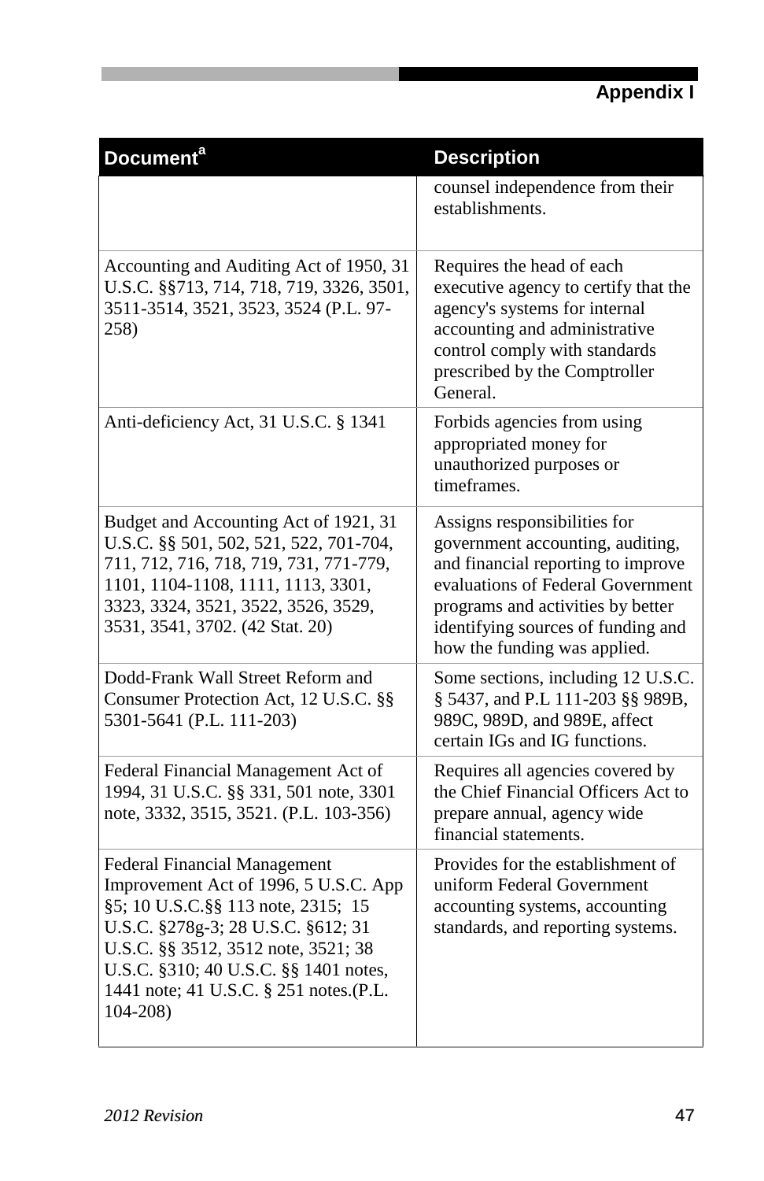| Document[a] | Description |
|---|---|
| | counsel independence from their establishments. |
| Accounting and Auditing Act of 1950, 31 U.S.C. §§713, 714, 718, 719, 3326, 3501, 3511-3514, 3521, 3523, 3524 (P.L. 97-258) | Requires the head of each executive agency to certify that the agency's systems for internal accounting and administrative control comply with standards prescribed by the Comptroller General. |
| Anti-deficiency Act, 31 U.S.C. § 1341 | Forbids agencies from using appropriated money for unauthorized purposes or timeframes. |
| Budget and Accounting Act of 1921, 31 U.S.C. §§ 501, 502, 521, 522, 701-704, 711, 712, 716, 718, 719, 731, 771-779, 1101, 1104-1108, 1111, 1113, 3301, 3323, 3324, 3521, 3522, 3526, 3529, 3531, 3541, 3702. (42 Stat. 20) | Assigns responsibilities for government accounting, auditing, and financial reporting to improve evaluations of Federal Government programs and activities by better identifying sources of funding and how the funding was applied. |
| Dodd-Frank Wall Street Reform and Consumer Protection Act, 12 U.S.C. §§ 5301-5641 (P.L. 111-203) | Some sections, including 12 U.S.C. § 5437, and P.L 111-203 §§ 989B, 989C, 989D, and 989E, affect certain IGs and IG functions. |
| Federal Financial Management Act of 1994, 31 U.S.C. §§ 331, 501 note, 3301 note, 3332, 3515, 3521. (P.L. 103-356) | Requires all agencies covered by the Chief Financial Officers Act to prepare annual, agency wide financial statements. |
| Federal Financial Management Improvement Act of 1996, 5 U.S.C. App §5; 10 U.S.C.§§ 113 note, 2315; 15 U.S.C. §278g-3; 28 U.S.C. §612; 31 U.S.C. §§ 3512, 3512 note, 3521; 38 U.S.C. §310; 40 U.S.C. §§ 1401 notes, 1441 note; 41 U.S.C. § 251 notes.(P.L. 104-208) | Provides for the establishment of uniform Federal Government accounting systems, accounting standards, and reporting systems. |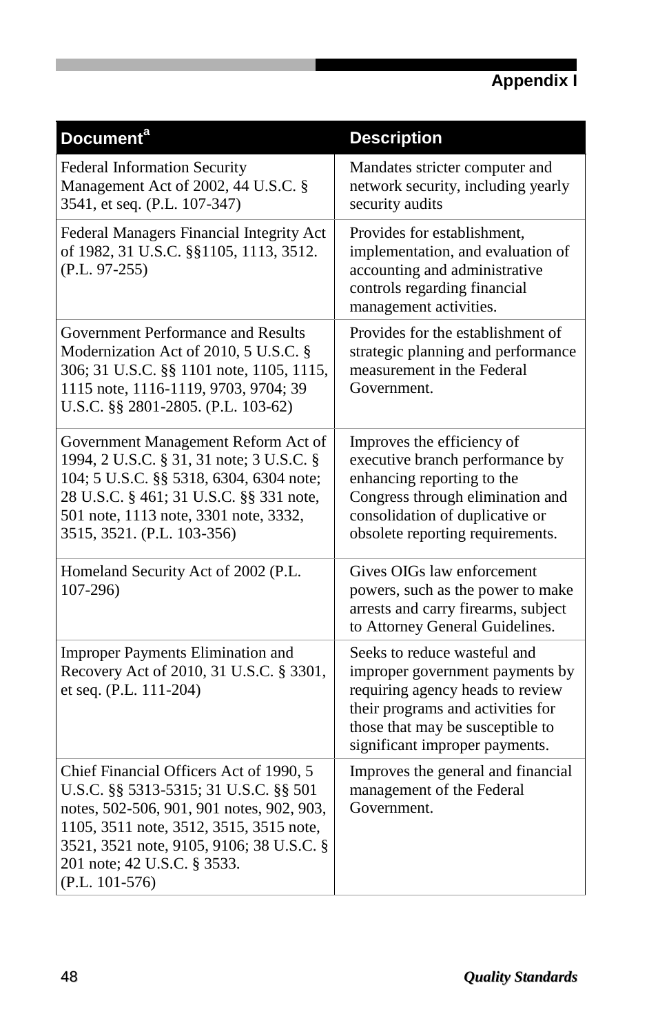| Document[a] | Description |
|---|---|
| Federal Information Security Management Act of 2002, 44 U.S.C. § 3541, et seq. (P.L. 107-347) | Mandates stricter computer and network security, including yearly security audits |
| Federal Managers Financial Integrity Act of 1982, 31 U.S.C. §§1105, 1113, 3512. (P.L. 97-255) | Provides for establishment, implementation, and evaluation of accounting and administrative controls regarding financial management activities. |
| Government Performance and Results Modernization Act of 2010, 5 U.S.C. § 306; 31 U.S.C. §§ 1101 note, 1105, 1115, 1115 note, 1116-1119, 9703, 9704; 39 U.S.C. §§ 2801-2805. (P.L. 103-62) | Provides for the establishment of strategic planning and performance measurement in the Federal Government. |
| Government Management Reform Act of 1994, 2 U.S.C. § 31, 31 note; 3 U.S.C. § 104; 5 U.S.C. §§ 5318, 6304, 6304 note; 28 U.S.C. § 461; 31 U.S.C. §§ 331 note, 501 note, 1113 note, 3301 note, 3332, 3515, 3521. (P.L. 103-356) | Improves the efficiency of executive branch performance by enhancing reporting to the Congress through elimination and consolidation of duplicative or obsolete reporting requirements. |
| Homeland Security Act of 2002 (P.L. 107-296) | Gives OIGs law enforcement powers, such as the power to make arrests and carry firearms, subject to Attorney General Guidelines. |
| Improper Payments Elimination and Recovery Act of 2010, 31 U.S.C. § 3301, et seq. (P.L. 111-204) | Seeks to reduce wasteful and improper government payments by requiring agency heads to review their programs and activities for those that may be susceptible to significant improper payments. |
| Chief Financial Officers Act of 1990, 5 U.S.C. §§ 5313-5315; 31 U.S.C. §§ 501 notes, 502-506, 901, 901 notes, 902, 903, 1105, 3511 note, 3512, 3515, 3515 note, 3521, 3521 note, 9105, 9106; 38 U.S.C. § 201 note; 42 U.S.C. § 3533. (P.L. 101-576) | Improves the general and financial management of the Federal Government. |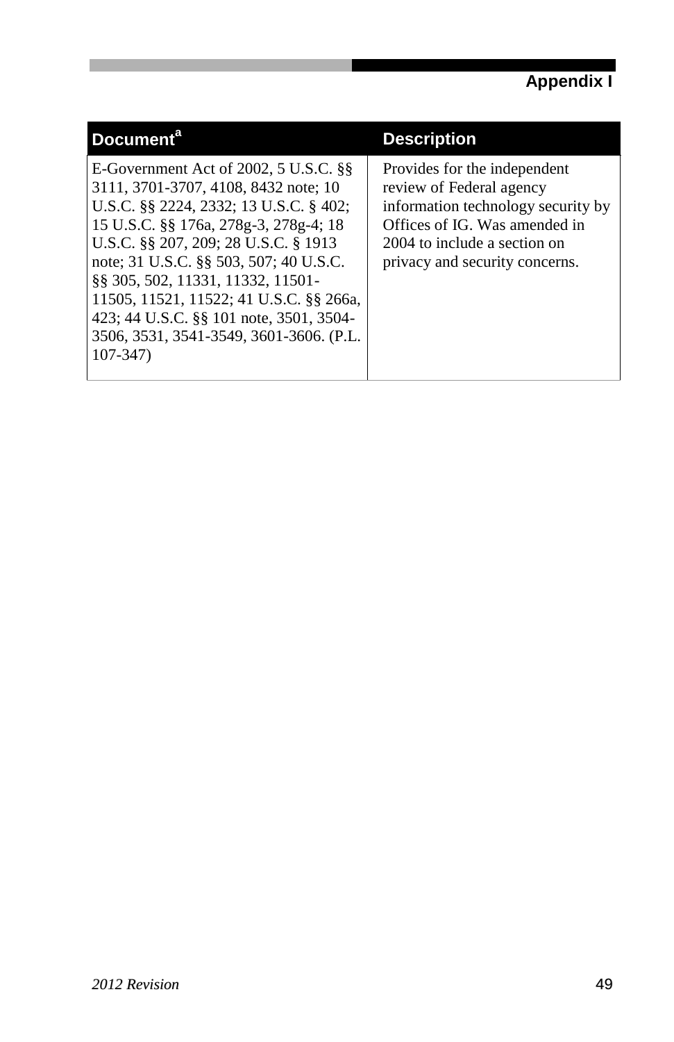| Document[a] | Description |
|---|---|
| E-Government Act of 2002, 5 U.S.C. §§ 3111, 3701-3707, 4108, 8432 note; 10 U.S.C. §§ 2224, 2332; 13 U.S.C. § 402; 15 U.S.C. §§ 176a, 278g-3, 278g-4; 18 U.S.C. §§ 207, 209; 28 U.S.C. § 1913 note; 31 U.S.C. §§ 503, 507; 40 U.S.C. §§ 305, 502, 11331, 11332, 11501-11505, 11521, 11522; 41 U.S.C. §§ 266a, 423; 44 U.S.C. §§ 101 note, 3501, 3504-3506, 3531, 3541-3549, 3601-3606. (P.L. 107-347) | Provides for the independent review of Federal agency information technology security by Offices of IG. Was amended in 2004 to include a section on privacy and security concerns. |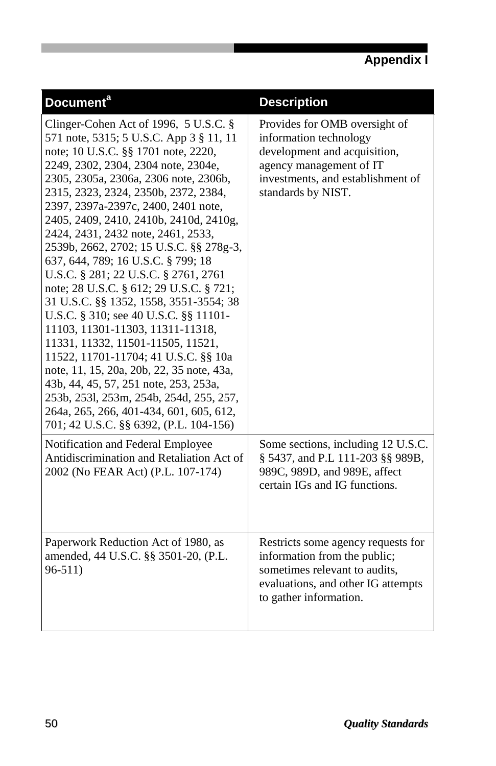| Document[a] | Description |
|---|---|
| Clinger-Cohen Act of 1996, 5 U.S.C. § 571 note, 5315; 5 U.S.C. App 3 § 11, 11 note; 10 U.S.C. §§ 1701 note, 2220, 2249, 2302, 2304, 2304 note, 2304e, 2305, 2305a, 2306a, 2306 note, 2306b, 2315, 2323, 2324, 2350b, 2372, 2384, 2397, 2397a-2397c, 2400, 2401 note, 2405, 2409, 2410, 2410b, 2410d, 2410g, 2424, 2431, 2432 note, 2461, 2533, 2539b, 2662, 2702; 15 U.S.C. §§ 278g-3, 637, 644, 789; 16 U.S.C. § 799; 18 U.S.C. § 281; 22 U.S.C. § 2761, 2761 note; 28 U.S.C. § 612; 29 U.S.C. § 721; 31 U.S.C. §§ 1352, 1558, 3551-3554; 38 U.S.C. § 310; see 40 U.S.C. §§ 11101-11103, 11301-11303, 11311-11318, 11331, 11332, 11501-11505, 11521, 11522, 11701-11704; 41 U.S.C. §§ 10a note, 11, 15, 20a, 20b, 22, 35 note, 43a, 43b, 44, 45, 57, 251 note, 253, 253a, 253b, 253l, 253m, 254b, 254d, 255, 257, 264a, 265, 266, 401-434, 601, 605, 612, 701; 42 U.S.C. §§ 6392, (P.L. 104-156) | Provides for OMB oversight of information technology development and acquisition, agency management of IT investments, and establishment of standards by NIST. |
| Notification and Federal Employee Antidiscrimination and Retaliation Act of 2002 (No FEAR Act) (P.L. 107-174) | Some sections, including 12 U.S.C. § 5437, and P.L 111-203 §§ 989B, 989C, 989D, and 989E, affect certain IGs and IG functions. |
| Paperwork Reduction Act of 1980, as amended, 44 U.S.C. §§ 3501-20, (P.L. 96-511) | Restricts some agency requests for information from the public; sometimes relevant to audits, evaluations, and other IG attempts to gather information. |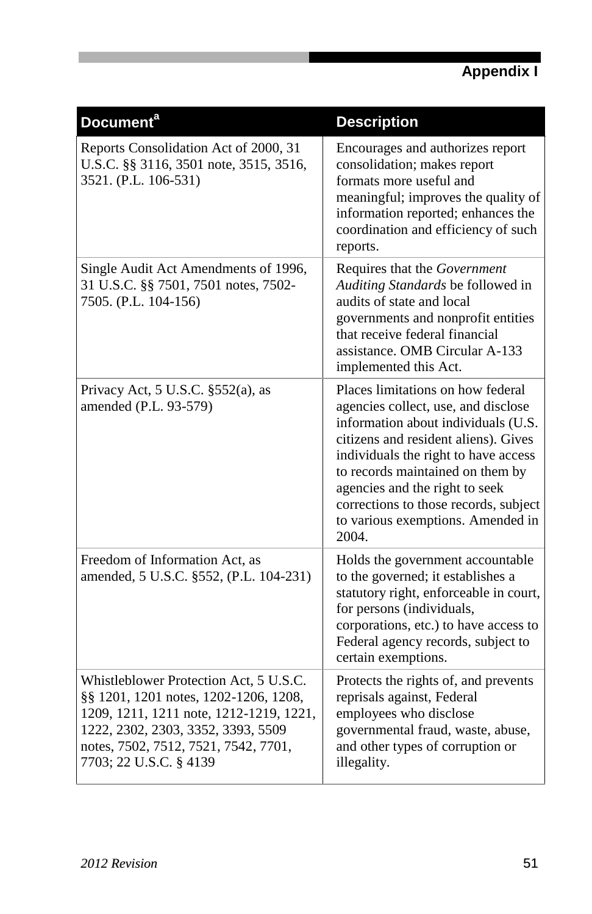| Document[a] | Description |
|---|---|
| Reports Consolidation Act of 2000, 31 U.S.C. §§ 3116, 3501 note, 3515, 3516, 3521. (P.L. 106-531) | Encourages and authorizes report consolidation; makes report formats more useful and meaningful; improves the quality of information reported; enhances the coordination and efficiency of such reports. |
| Single Audit Act Amendments of 1996, 31 U.S.C. §§ 7501, 7501 notes, 7502-7505. (P.L. 104-156) | Requires that the *Government Auditing Standards* be followed in audits of state and local governments and nonprofit entities that receive federal financial assistance. OMB Circular A-133 implemented this Act. |
| Privacy Act, 5 U.S.C. §552(a), as amended (P.L. 93-579) | Places limitations on how federal agencies collect, use, and disclose information about individuals (U.S. citizens and resident aliens). Gives individuals the right to have access to records maintained on them by agencies and the right to seek corrections to those records, subject to various exemptions. Amended in 2004. |
| Freedom of Information Act, as amended, 5 U.S.C. §552, (P.L. 104-231) | Holds the government accountable to the governed; it establishes a statutory right, enforceable in court, for persons (individuals, corporations, etc.) to have access to Federal agency records, subject to certain exemptions. |
| Whistleblower Protection Act, 5 U.S.C. §§ 1201, 1201 notes, 1202-1206, 1208, 1209, 1211, 1211 note, 1212-1219, 1221, 1222, 2302, 2303, 3352, 3393, 5509 notes, 7502, 7512, 7521, 7542, 7701, 7703; 22 U.S.C. § 4139 | Protects the rights of, and prevents reprisals against, Federal employees who disclose governmental fraud, waste, abuse, and other types of corruption or illegality. |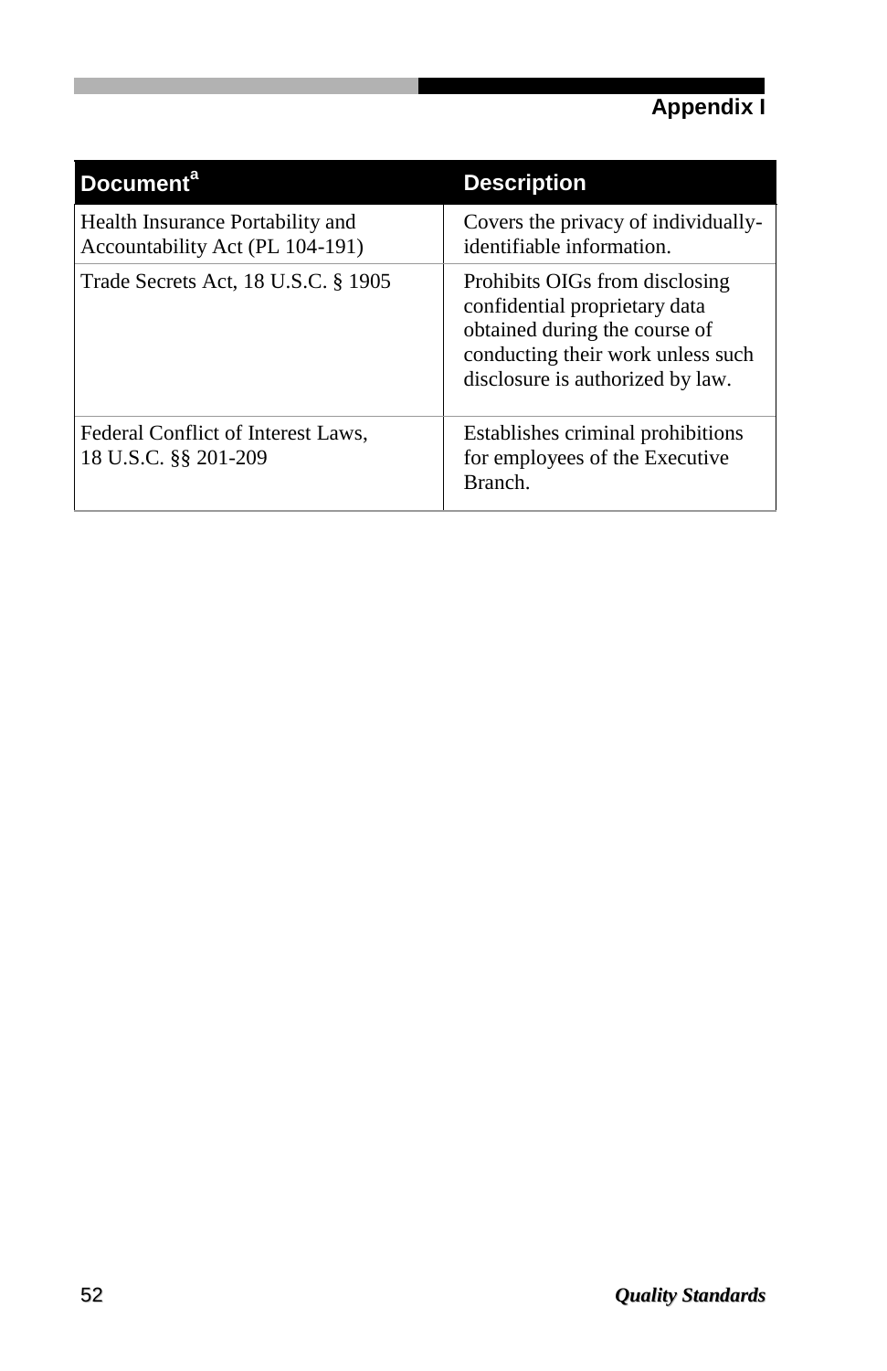| Document[a] | Description |
|---|---|
| Health Insurance Portability and Accountability Act (PL 104-191) | Covers the privacy of individually-identifiable information. |
| Trade Secrets Act, 18 U.S.C. § 1905 | Prohibits OIGs from disclosing confidential proprietary data obtained during the course of conducting their work unless such disclosure is authorized by law. |
| Federal Conflict of Interest Laws, 18 U.S.C. §§ 201-209 | Establishes criminal prohibitions for employees of the Executive Branch. |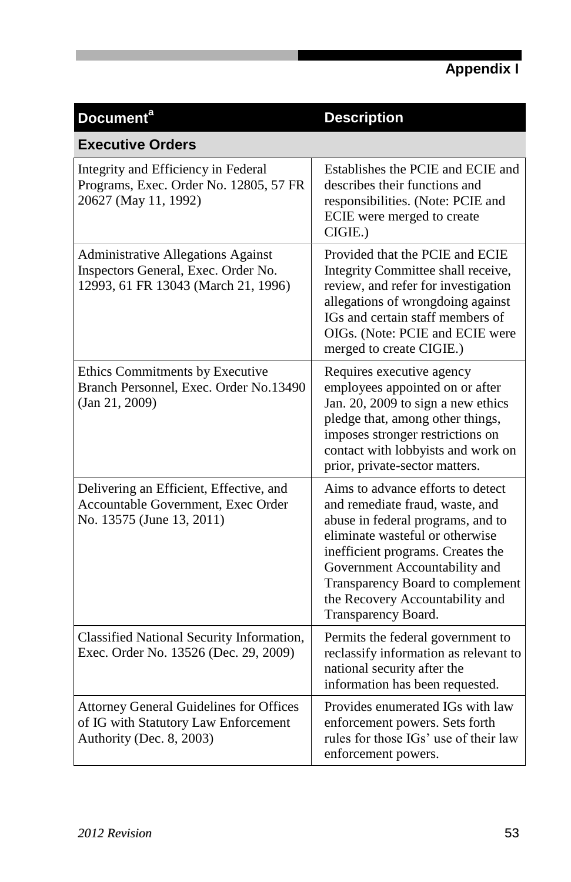## Appendix I

| Document[a] | Description |
|---|---|
| **Executive Orders** | |
| Integrity and Efficiency in Federal Programs, Exec. Order No. 12805, 57 FR 20627 (May 11, 1992) | Establishes the PCIE and ECIE and describes their functions and responsibilities. (Note: PCIE and ECIE were merged to create CIGIE.) |
| Administrative Allegations Against Inspectors General, Exec. Order No. 12993, 61 FR 13043 (March 21, 1996) | Provided that the PCIE and ECIE Integrity Committee shall receive, review, and refer for investigation allegations of wrongdoing against IGs and certain staff members of OIGs. (Note: PCIE and ECIE were merged to create CIGIE.) |
| Ethics Commitments by Executive Branch Personnel, Exec. Order No.13490 (Jan 21, 2009) | Requires executive agency employees appointed on or after Jan. 20, 2009 to sign a new ethics pledge that, among other things, imposes stronger restrictions on contact with lobbyists and work on prior, private-sector matters. |
| Delivering an Efficient, Effective, and Accountable Government, Exec Order No. 13575 (June 13, 2011) | Aims to advance efforts to detect and remediate fraud, waste, and abuse in federal programs, and to eliminate wasteful or otherwise inefficient programs. Creates the Government Accountability and Transparency Board to complement the Recovery Accountability and Transparency Board. |
| Classified National Security Information, Exec. Order No. 13526 (Dec. 29, 2009) | Permits the federal government to reclassify information as relevant to national security after the information has been requested. |
| Attorney General Guidelines for Offices of IG with Statutory Law Enforcement Authority (Dec. 8, 2003) | Provides enumerated IGs with law enforcement powers. Sets forth rules for those IGs' use of their law enforcement powers. |

*2012 Revision*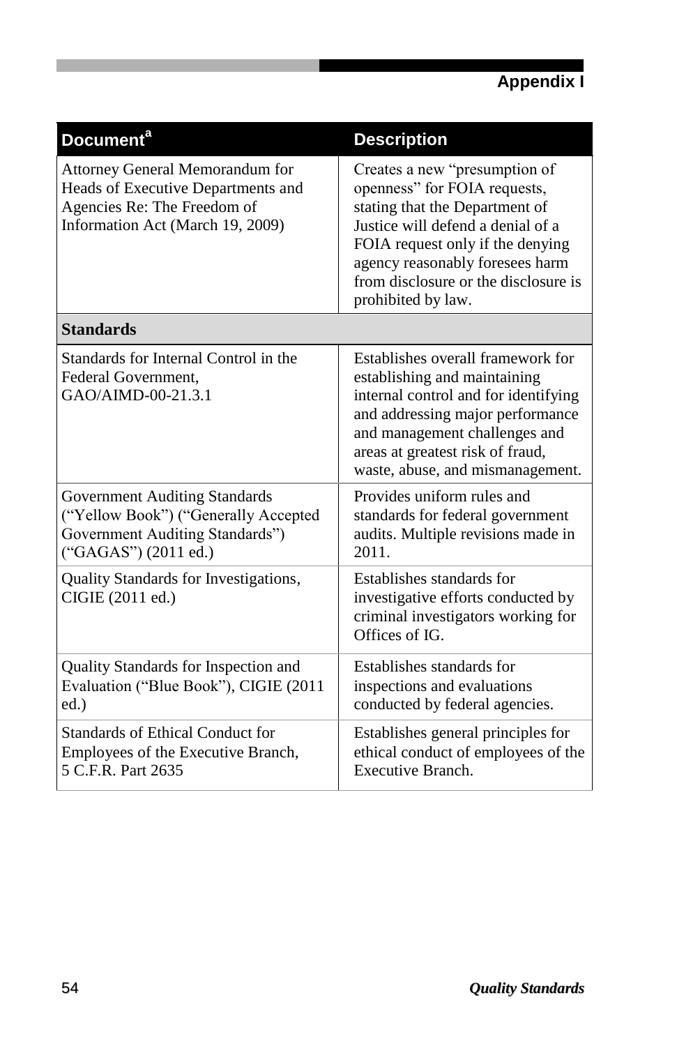| Document[a] | Description |
|---|---|
| Attorney General Memorandum for Heads of Executive Departments and Agencies Re: The Freedom of Information Act (March 19, 2009) | Creates a new “presumption of openness” for FOIA requests, stating that the Department of Justice will defend a denial of a FOIA request only if the denying agency reasonably foresees harm from disclosure or the disclosure is prohibited by law. |
| **Standards** | |
| Standards for Internal Control in the Federal Government, GAO/AIMD-00-21.3.1 | Establishes overall framework for establishing and maintaining internal control and for identifying and addressing major performance and management challenges and areas at greatest risk of fraud, waste, abuse, and mismanagement. |
| Government Auditing Standards (“Yellow Book”) (“Generally Accepted Government Auditing Standards”) (“GAGAS”) (2011 ed.) | Provides uniform rules and standards for federal government audits. Multiple revisions made in 2011. |
| Quality Standards for Investigations, CIGIE (2011 ed.) | Establishes standards for investigative efforts conducted by criminal investigators working for Offices of IG. |
| Quality Standards for Inspection and Evaluation (“Blue Book”), CIGIE (2011 ed.) | Establishes standards for inspections and evaluations conducted by federal agencies. |
| Standards of Ethical Conduct for Employees of the Executive Branch, 5 C.F.R. Part 2635 | Establishes general principles for ethical conduct of employees of the Executive Branch. |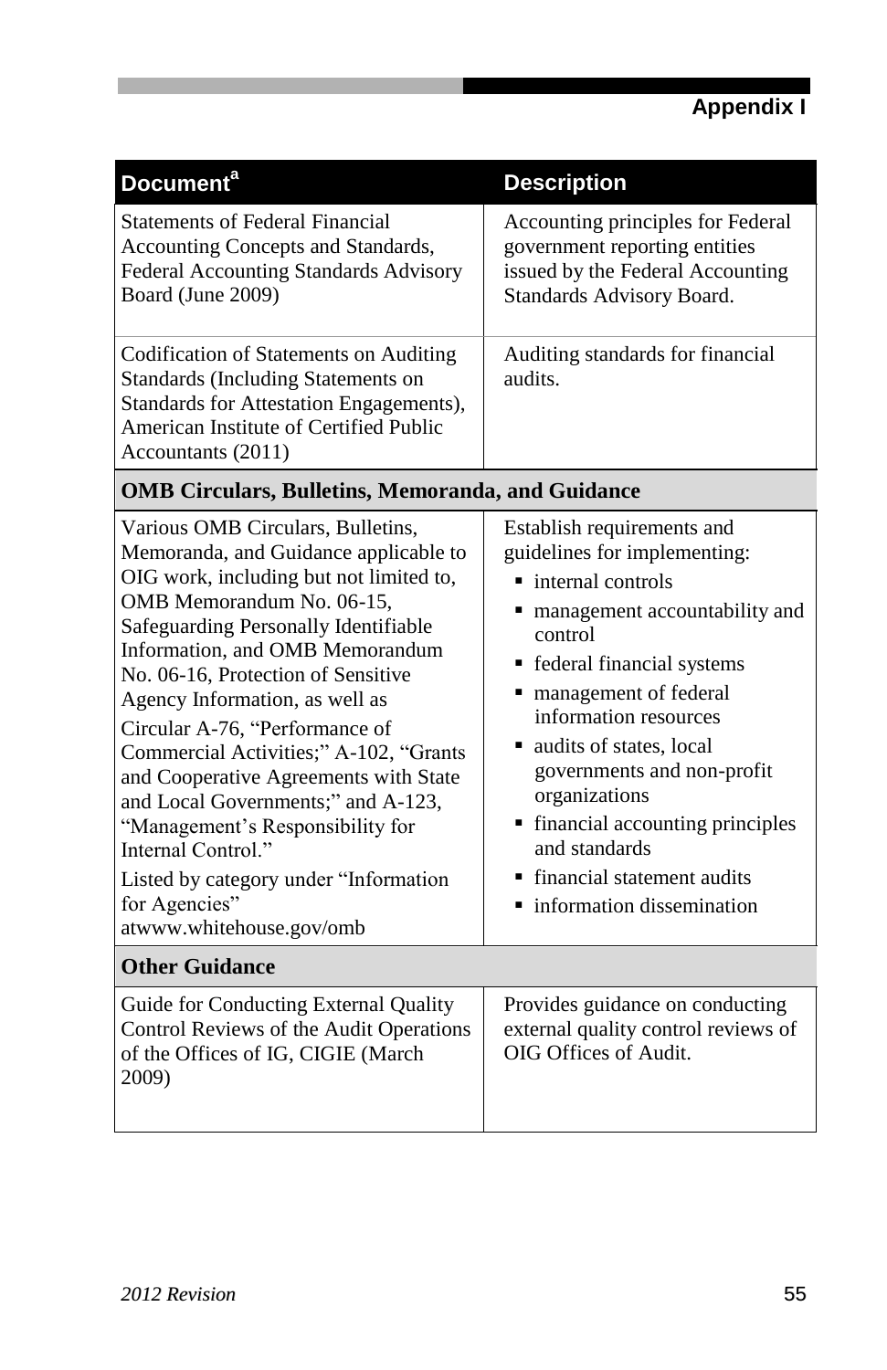| Document[a] | Description |
|---|---|
| Statements of Federal Financial Accounting Concepts and Standards, Federal Accounting Standards Advisory Board (June 2009) | Accounting principles for Federal government reporting entities issued by the Federal Accounting Standards Advisory Board. |
| Codification of Statements on Auditing Standards (Including Statements on Standards for Attestation Engagements), American Institute of Certified Public Accountants (2011) | Auditing standards for financial audits. |
| **OMB Circulars, Bulletins, Memoranda, and Guidance** | |
| Various OMB Circulars, Bulletins, Memoranda, and Guidance applicable to OIG work, including but not limited to, OMB Memorandum No. 06-15, Safeguarding Personally Identifiable Information, and OMB Memorandum No. 06-16, Protection of Sensitive Agency Information, as well as Circular A-76, "Performance of Commercial Activities;" A-102, "Grants and Cooperative Agreements with State and Local Governments;" and A-123, "Management's Responsibility for Internal Control." Listed by category under "Information for Agencies" atwww.whitehouse.gov/omb | Establish requirements and guidelines for implementing: <br>▪ internal controls <br>▪ management accountability and control <br>▪ federal financial systems <br>▪ management of federal information resources <br>▪ audits of states, local governments and non-profit organizations <br>▪ financial accounting principles and standards <br>▪ financial statement audits <br>▪ information dissemination |
| **Other Guidance** | |
| Guide for Conducting External Quality Control Reviews of the Audit Operations of the Offices of IG, CIGIE (March 2009) | Provides guidance on conducting external quality control reviews of OIG Offices of Audit. |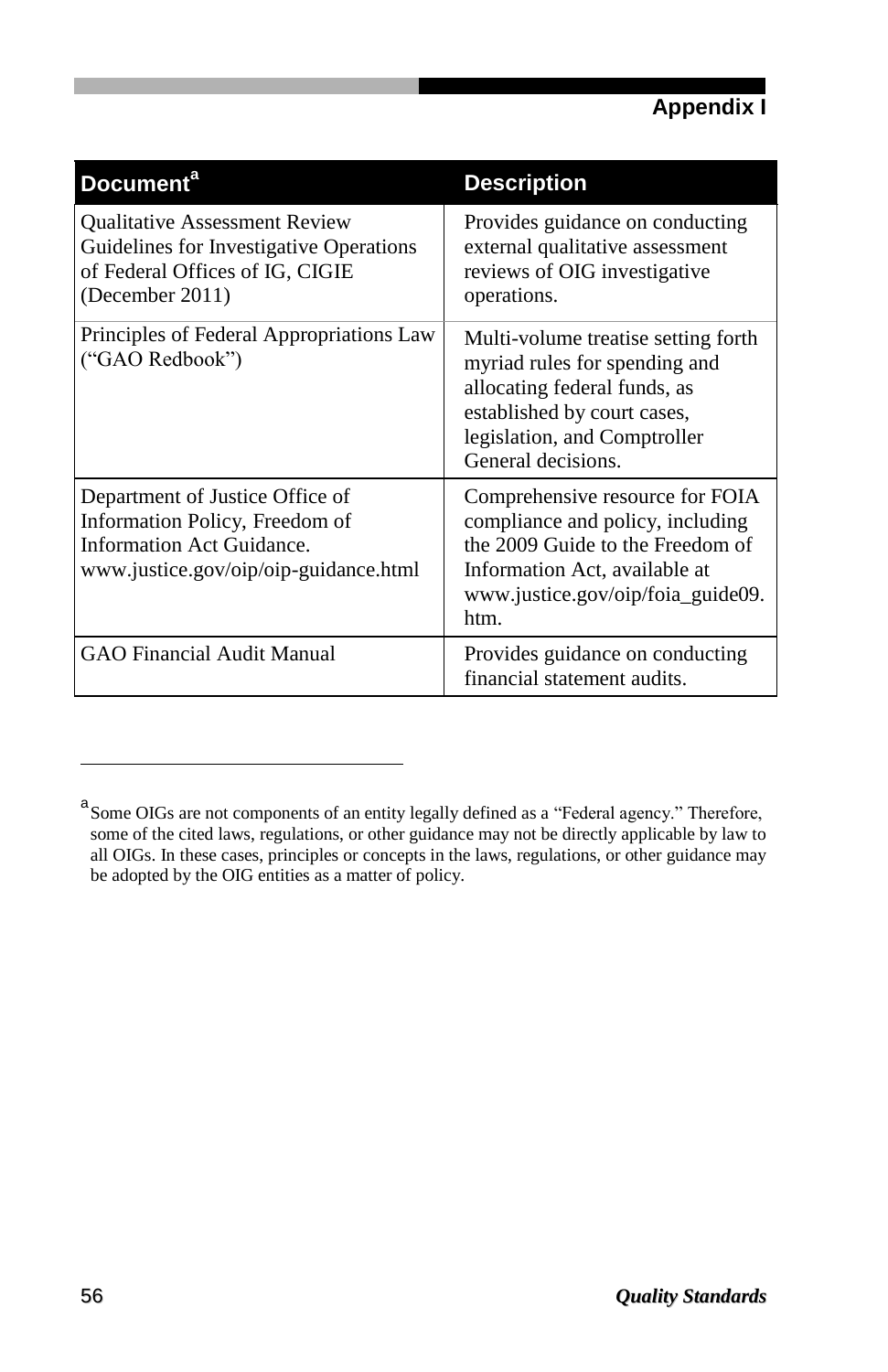| Document[a] | Description |
|---|---|
| Qualitative Assessment Review Guidelines for Investigative Operations of Federal Offices of IG, CIGIE (December 2011) | Provides guidance on conducting external qualitative assessment reviews of OIG investigative operations. |
| Principles of Federal Appropriations Law ("GAO Redbook") | Multi-volume treatise setting forth myriad rules for spending and allocating federal funds, as established by court cases, legislation, and Comptroller General decisions. |
| Department of Justice Office of Information Policy, Freedom of Information Act Guidance. www.justice.gov/oip/oip-guidance.html | Comprehensive resource for FOIA compliance and policy, including the 2009 Guide to the Freedom of Information Act, available at www.justice.gov/oip/foia_guide09.htm. |
| GAO Financial Audit Manual | Provides guidance on conducting financial statement audits. |

[a] Some OIGs are not components of an entity legally defined as a "Federal agency." Therefore, some of the cited laws, regulations, or other guidance may not be directly applicable by law to all OIGs. In these cases, principles or concepts in the laws, regulations, or other guidance may be adopted by the OIG entities as a matter of policy.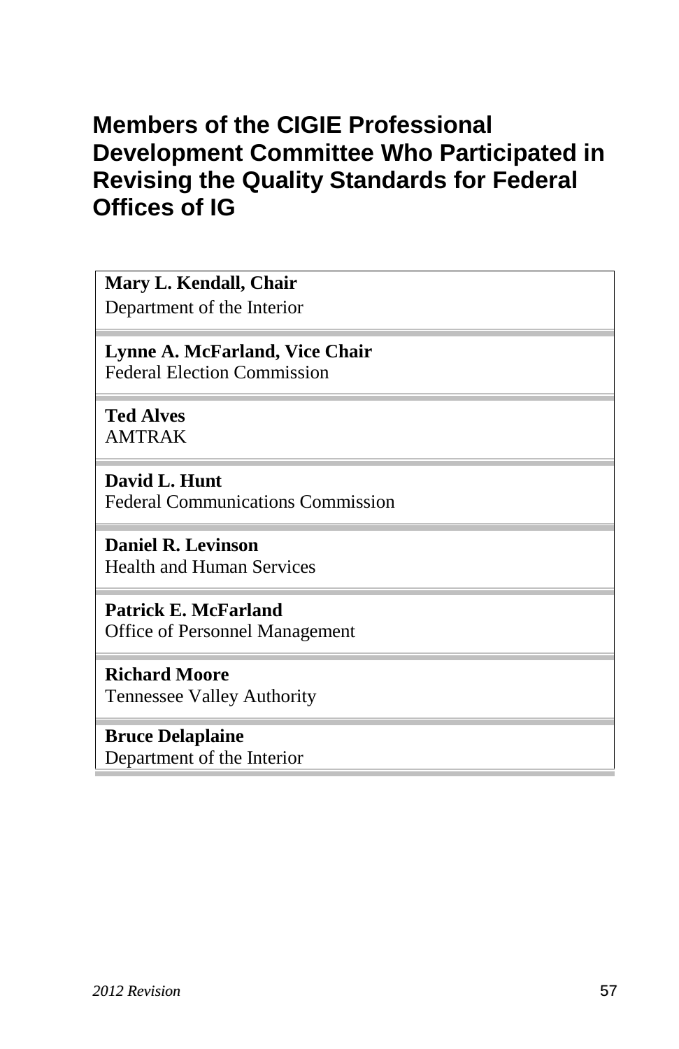# Members of the CIGIE Professional Development Committee Who Participated in Revising the Quality Standards for Federal Offices of IG

| |
|---|
| **Mary L. Kendall, Chair**<br>Department of the Interior |
| **Lynne A. McFarland, Vice Chair**<br>Federal Election Commission |
| **Ted Alves**<br>AMTRAK |
| **David L. Hunt**<br>Federal Communications Commission |
| **Daniel R. Levinson**<br>Health and Human Services |
| **Patrick E. McFarland**<br>Office of Personnel Management |
| **Richard Moore**<br>Tennessee Valley Authority |
| **Bruce Delaplaine**<br>Department of the Interior |